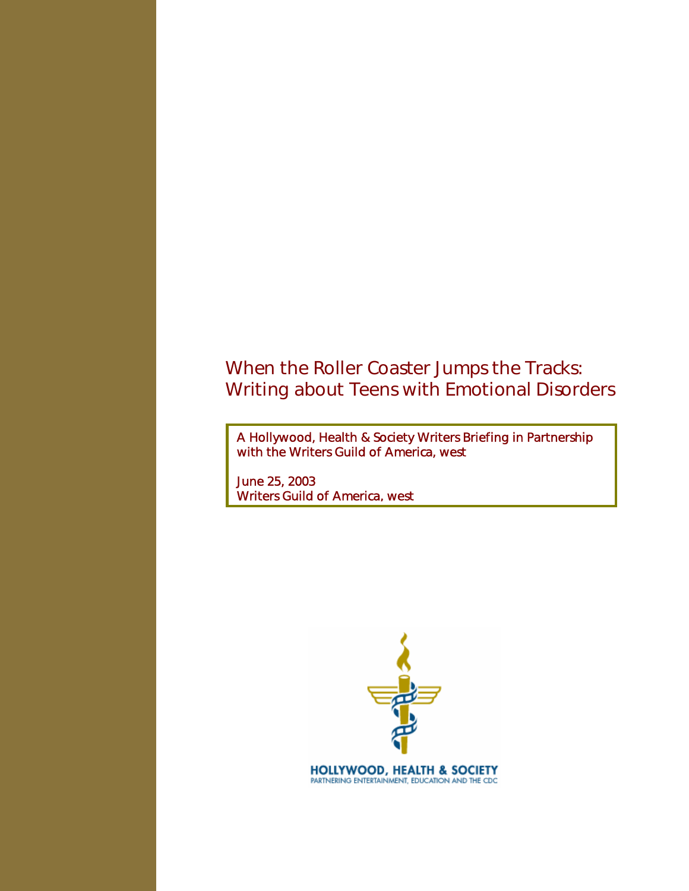# When the Roller Coaster Jumps the Tracks: Writing about Teens with Emotional Disorders

A Hollywood, Health & Society Writers Briefing in Partnership with the Writers Guild of America, west

June 25, 2003
Writers Guild of America, west

HOLLYWOOD, HEALTH & SOCIETY
PARTNERING ENTERTAINMENT, EDUCATION AND THE CDC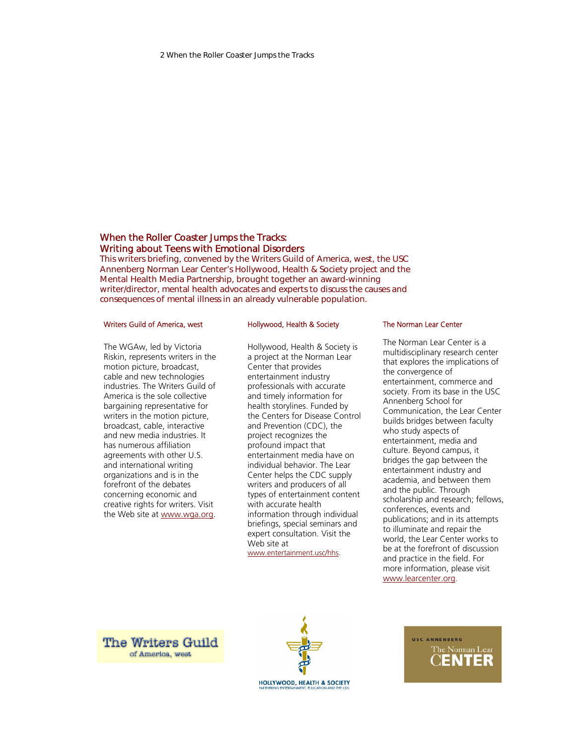# When the Roller Coaster Jumps the Tracks: Writing about Teens with Emotional Disorders

This writers briefing, convened by the Writers Guild of America, west, the USC Annenberg Norman Lear Center's Hollywood, Health & Society project and the Mental Health Media Partnership, brought together an award-winning writer/director, mental health advocates and experts to discuss the causes and consequences of mental illness in an already vulnerable population.

### Writers Guild of America, west

The WGAw, led by Victoria Riskin, represents writers in the motion picture, broadcast, cable and new technologies industries. The Writers Guild of America is the sole collective bargaining representative for writers in the motion picture, broadcast, cable, interactive and new media industries. It has numerous affiliation agreements with other U.S. and international writing organizations and is in the forefront of the debates concerning economic and creative rights for writers. Visit the Web site at www.wga.org.

### Hollywood, Health & Society

Hollywood, Health & Society is a project at the Norman Lear Center that provides entertainment industry professionals with accurate and timely information for health storylines. Funded by the Centers for Disease Control and Prevention (CDC), the project recognizes the profound impact that entertainment media have on individual behavior. The Lear Center helps the CDC supply writers and producers of all types of entertainment content with accurate health information through individual briefings, special seminars and expert consultation. Visit the Web site at www.entertainment.usc/hhs.

### The Norman Lear Center

The Norman Lear Center is a multidisciplinary research center that explores the implications of the convergence of entertainment, commerce and society. From its base in the USC Annenberg School for Communication, the Lear Center builds bridges between faculty who study aspects of entertainment, media and culture. Beyond campus, it bridges the gap between the entertainment industry and academia, and between them and the public. Through scholarship and research; fellows, conferences, events and publications; and in its attempts to illuminate and repair the world, the Lear Center works to be at the forefront of discussion and practice in the field. For more information, please visit www.learcenter.org.

The Writers Guild of America, west

HOLLYWOOD, HEALTH & SOCIETY
PARTNERING ENTERTAINMENT, EDUCATION AND THE CDC

USC ANNENBERG
The Norman Lear CENTER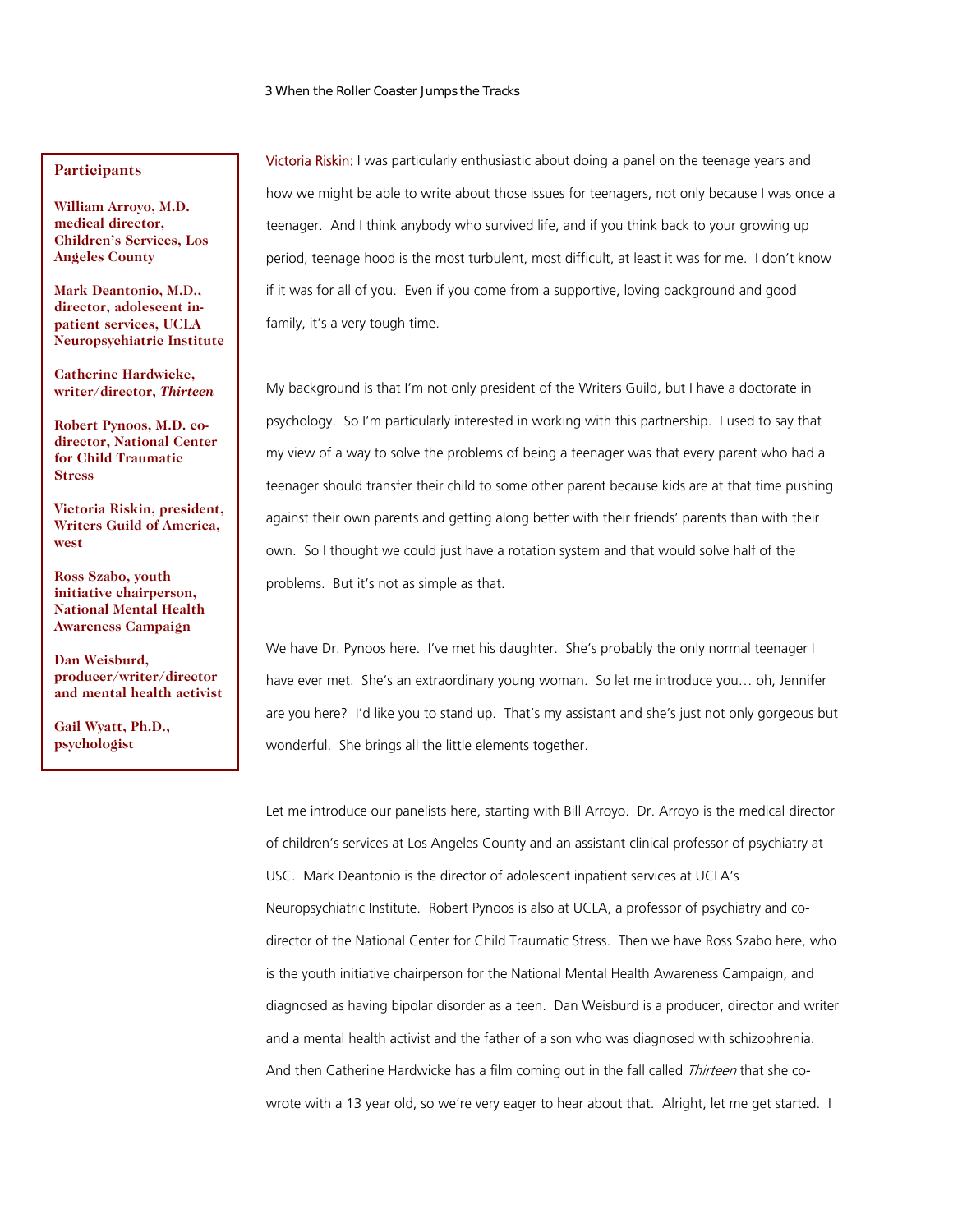### Participants

**William Arroyo, M.D. medical director, Children's Services, Los Angeles County**

**Mark Deantonio, M.D., director, adolescent in-patient services, UCLA Neuropsychiatric Institute**

**Catherine Hardwicke, writer/director, *Thirteen***

**Robert Pynoos, M.D. co-director, National Center for Child Traumatic Stress**

**Victoria Riskin, president, Writers Guild of America, west**

**Ross Szabo, youth initiative chairperson, National Mental Health Awareness Campaign**

**Dan Weisburd, producer/writer/director and mental health activist**

**Gail Wyatt, Ph.D., psychologist**

Victoria Riskin: I was particularly enthusiastic about doing a panel on the teenage years and how we might be able to write about those issues for teenagers, not only because I was once a teenager. And I think anybody who survived life, and if you think back to your growing up period, teenage hood is the most turbulent, most difficult, at least it was for me. I don't know if it was for all of you. Even if you come from a supportive, loving background and good family, it's a very tough time.

My background is that I'm not only president of the Writers Guild, but I have a doctorate in psychology. So I'm particularly interested in working with this partnership. I used to say that my view of a way to solve the problems of being a teenager was that every parent who had a teenager should transfer their child to some other parent because kids are at that time pushing against their own parents and getting along better with their friends' parents than with their own. So I thought we could just have a rotation system and that would solve half of the problems. But it's not as simple as that.

We have Dr. Pynoos here. I've met his daughter. She's probably the only normal teenager I have ever met. She's an extraordinary young woman. So let me introduce you… oh, Jennifer are you here? I'd like you to stand up. That's my assistant and she's just not only gorgeous but wonderful. She brings all the little elements together.

Let me introduce our panelists here, starting with Bill Arroyo. Dr. Arroyo is the medical director of children's services at Los Angeles County and an assistant clinical professor of psychiatry at USC. Mark Deantonio is the director of adolescent inpatient services at UCLA's Neuropsychiatric Institute. Robert Pynoos is also at UCLA, a professor of psychiatry and co-director of the National Center for Child Traumatic Stress. Then we have Ross Szabo here, who is the youth initiative chairperson for the National Mental Health Awareness Campaign, and diagnosed as having bipolar disorder as a teen. Dan Weisburd is a producer, director and writer and a mental health activist and the father of a son who was diagnosed with schizophrenia. And then Catherine Hardwicke has a film coming out in the fall called *Thirteen* that she co-wrote with a 13 year old, so we're very eager to hear about that. Alright, let me get started. I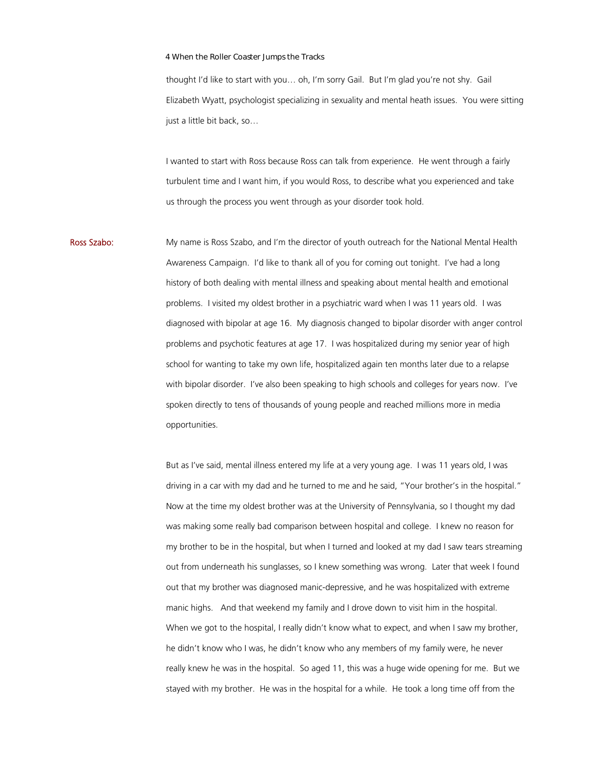thought I'd like to start with you… oh, I'm sorry Gail. But I'm glad you're not shy. Gail Elizabeth Wyatt, psychologist specializing in sexuality and mental heath issues. You were sitting just a little bit back, so…

I wanted to start with Ross because Ross can talk from experience. He went through a fairly turbulent time and I want him, if you would Ross, to describe what you experienced and take us through the process you went through as your disorder took hold.

**Ross Szabo:** My name is Ross Szabo, and I'm the director of youth outreach for the National Mental Health Awareness Campaign. I'd like to thank all of you for coming out tonight. I've had a long history of both dealing with mental illness and speaking about mental health and emotional problems. I visited my oldest brother in a psychiatric ward when I was 11 years old. I was diagnosed with bipolar at age 16. My diagnosis changed to bipolar disorder with anger control problems and psychotic features at age 17. I was hospitalized during my senior year of high school for wanting to take my own life, hospitalized again ten months later due to a relapse with bipolar disorder. I've also been speaking to high schools and colleges for years now. I've spoken directly to tens of thousands of young people and reached millions more in media opportunities.

But as I've said, mental illness entered my life at a very young age. I was 11 years old, I was driving in a car with my dad and he turned to me and he said, "Your brother's in the hospital." Now at the time my oldest brother was at the University of Pennsylvania, so I thought my dad was making some really bad comparison between hospital and college. I knew no reason for my brother to be in the hospital, but when I turned and looked at my dad I saw tears streaming out from underneath his sunglasses, so I knew something was wrong. Later that week I found out that my brother was diagnosed manic-depressive, and he was hospitalized with extreme manic highs. And that weekend my family and I drove down to visit him in the hospital. When we got to the hospital, I really didn't know what to expect, and when I saw my brother, he didn't know who I was, he didn't know who any members of my family were, he never really knew he was in the hospital. So aged 11, this was a huge wide opening for me. But we stayed with my brother. He was in the hospital for a while. He took a long time off from the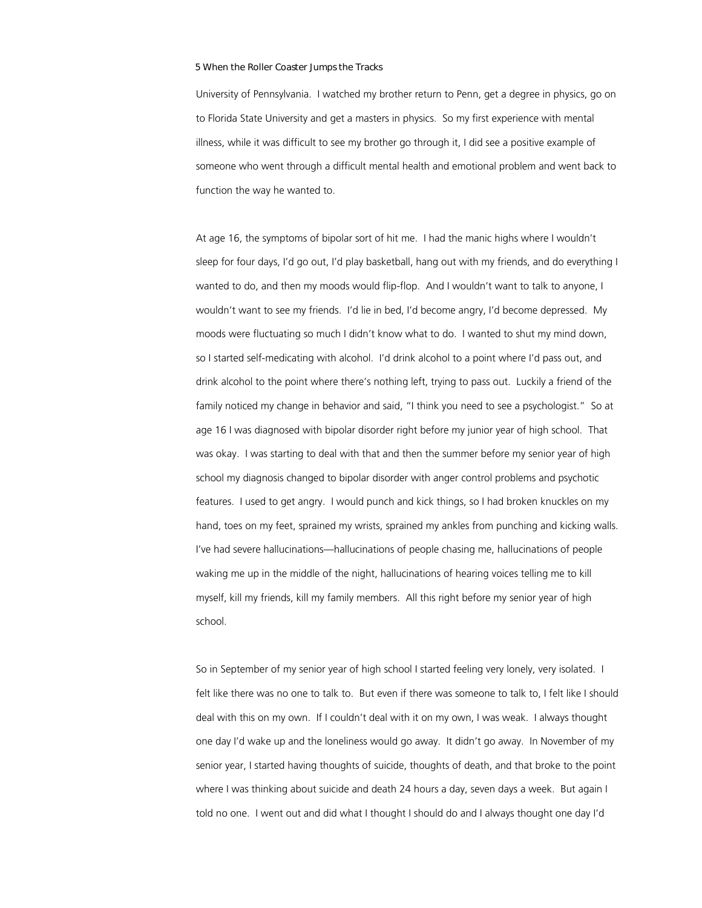University of Pennsylvania. I watched my brother return to Penn, get a degree in physics, go on to Florida State University and get a masters in physics. So my first experience with mental illness, while it was difficult to see my brother go through it, I did see a positive example of someone who went through a difficult mental health and emotional problem and went back to function the way he wanted to.

At age 16, the symptoms of bipolar sort of hit me. I had the manic highs where I wouldn't sleep for four days, I'd go out, I'd play basketball, hang out with my friends, and do everything I wanted to do, and then my moods would flip-flop. And I wouldn't want to talk to anyone, I wouldn't want to see my friends. I'd lie in bed, I'd become angry, I'd become depressed. My moods were fluctuating so much I didn't know what to do. I wanted to shut my mind down, so I started self-medicating with alcohol. I'd drink alcohol to a point where I'd pass out, and drink alcohol to the point where there's nothing left, trying to pass out. Luckily a friend of the family noticed my change in behavior and said, "I think you need to see a psychologist." So at age 16 I was diagnosed with bipolar disorder right before my junior year of high school. That was okay. I was starting to deal with that and then the summer before my senior year of high school my diagnosis changed to bipolar disorder with anger control problems and psychotic features. I used to get angry. I would punch and kick things, so I had broken knuckles on my hand, toes on my feet, sprained my wrists, sprained my ankles from punching and kicking walls. I've had severe hallucinations—hallucinations of people chasing me, hallucinations of people waking me up in the middle of the night, hallucinations of hearing voices telling me to kill myself, kill my friends, kill my family members. All this right before my senior year of high school.

So in September of my senior year of high school I started feeling very lonely, very isolated. I felt like there was no one to talk to. But even if there was someone to talk to, I felt like I should deal with this on my own. If I couldn't deal with it on my own, I was weak. I always thought one day I'd wake up and the loneliness would go away. It didn't go away. In November of my senior year, I started having thoughts of suicide, thoughts of death, and that broke to the point where I was thinking about suicide and death 24 hours a day, seven days a week. But again I told no one. I went out and did what I thought I should do and I always thought one day I'd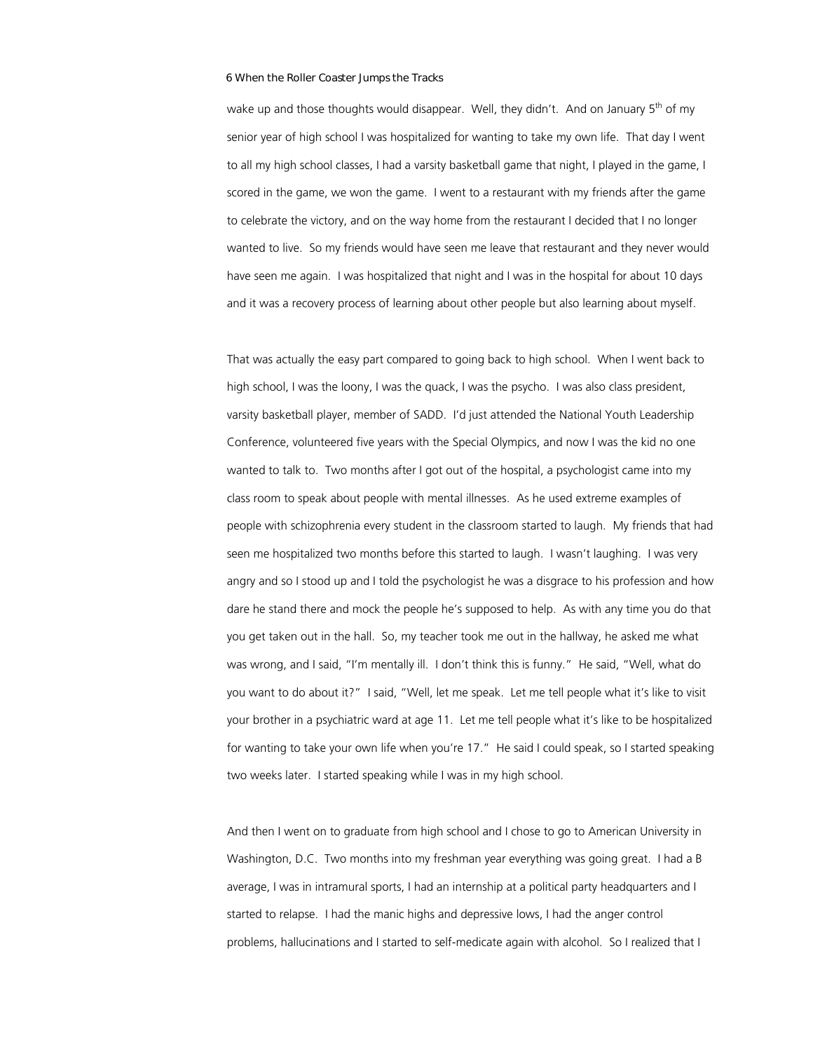wake up and those thoughts would disappear. Well, they didn't. And on January 5th of my senior year of high school I was hospitalized for wanting to take my own life. That day I went to all my high school classes, I had a varsity basketball game that night, I played in the game, I scored in the game, we won the game. I went to a restaurant with my friends after the game to celebrate the victory, and on the way home from the restaurant I decided that I no longer wanted to live. So my friends would have seen me leave that restaurant and they never would have seen me again. I was hospitalized that night and I was in the hospital for about 10 days and it was a recovery process of learning about other people but also learning about myself.

That was actually the easy part compared to going back to high school. When I went back to high school, I was the loony, I was the quack, I was the psycho. I was also class president, varsity basketball player, member of SADD. I'd just attended the National Youth Leadership Conference, volunteered five years with the Special Olympics, and now I was the kid no one wanted to talk to. Two months after I got out of the hospital, a psychologist came into my class room to speak about people with mental illnesses. As he used extreme examples of people with schizophrenia every student in the classroom started to laugh. My friends that had seen me hospitalized two months before this started to laugh. I wasn't laughing. I was very angry and so I stood up and I told the psychologist he was a disgrace to his profession and how dare he stand there and mock the people he's supposed to help. As with any time you do that you get taken out in the hall. So, my teacher took me out in the hallway, he asked me what was wrong, and I said, "I'm mentally ill. I don't think this is funny." He said, "Well, what do you want to do about it?" I said, "Well, let me speak. Let me tell people what it's like to visit your brother in a psychiatric ward at age 11. Let me tell people what it's like to be hospitalized for wanting to take your own life when you're 17." He said I could speak, so I started speaking two weeks later. I started speaking while I was in my high school.

And then I went on to graduate from high school and I chose to go to American University in Washington, D.C. Two months into my freshman year everything was going great. I had a B average, I was in intramural sports, I had an internship at a political party headquarters and I started to relapse. I had the manic highs and depressive lows, I had the anger control problems, hallucinations and I started to self-medicate again with alcohol. So I realized that I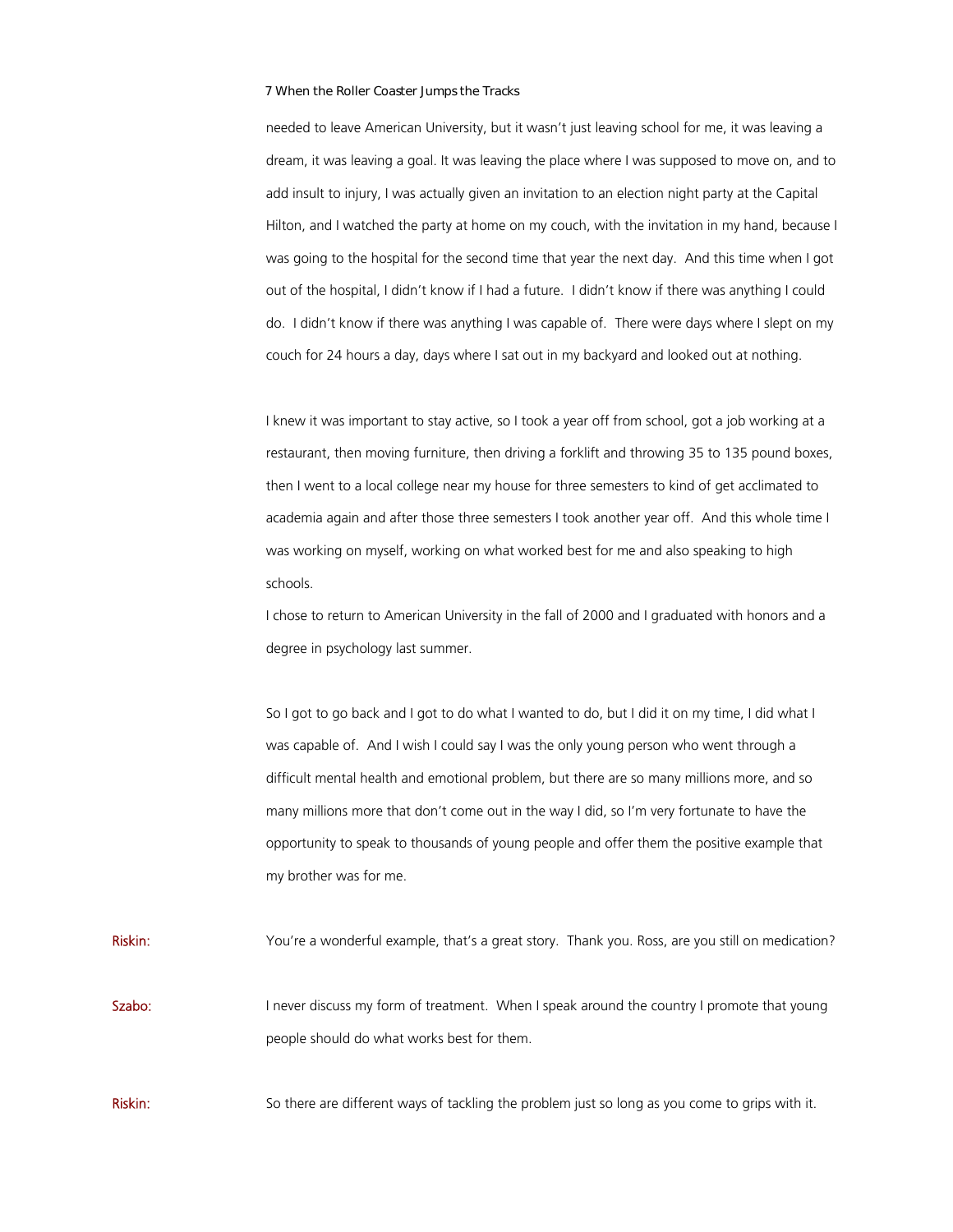needed to leave American University, but it wasn't just leaving school for me, it was leaving a dream, it was leaving a goal. It was leaving the place where I was supposed to move on, and to add insult to injury, I was actually given an invitation to an election night party at the Capital Hilton, and I watched the party at home on my couch, with the invitation in my hand, because I was going to the hospital for the second time that year the next day. And this time when I got out of the hospital, I didn't know if I had a future. I didn't know if there was anything I could do. I didn't know if there was anything I was capable of. There were days where I slept on my couch for 24 hours a day, days where I sat out in my backyard and looked out at nothing.

I knew it was important to stay active, so I took a year off from school, got a job working at a restaurant, then moving furniture, then driving a forklift and throwing 35 to 135 pound boxes, then I went to a local college near my house for three semesters to kind of get acclimated to academia again and after those three semesters I took another year off. And this whole time I was working on myself, working on what worked best for me and also speaking to high schools.

I chose to return to American University in the fall of 2000 and I graduated with honors and a degree in psychology last summer.

So I got to go back and I got to do what I wanted to do, but I did it on my time, I did what I was capable of. And I wish I could say I was the only young person who went through a difficult mental health and emotional problem, but there are so many millions more, and so many millions more that don't come out in the way I did, so I'm very fortunate to have the opportunity to speak to thousands of young people and offer them the positive example that my brother was for me.

**Riskin:** You're a wonderful example, that's a great story. Thank you. Ross, are you still on medication?

**Szabo:** I never discuss my form of treatment. When I speak around the country I promote that young people should do what works best for them.

**Riskin:** So there are different ways of tackling the problem just so long as you come to grips with it.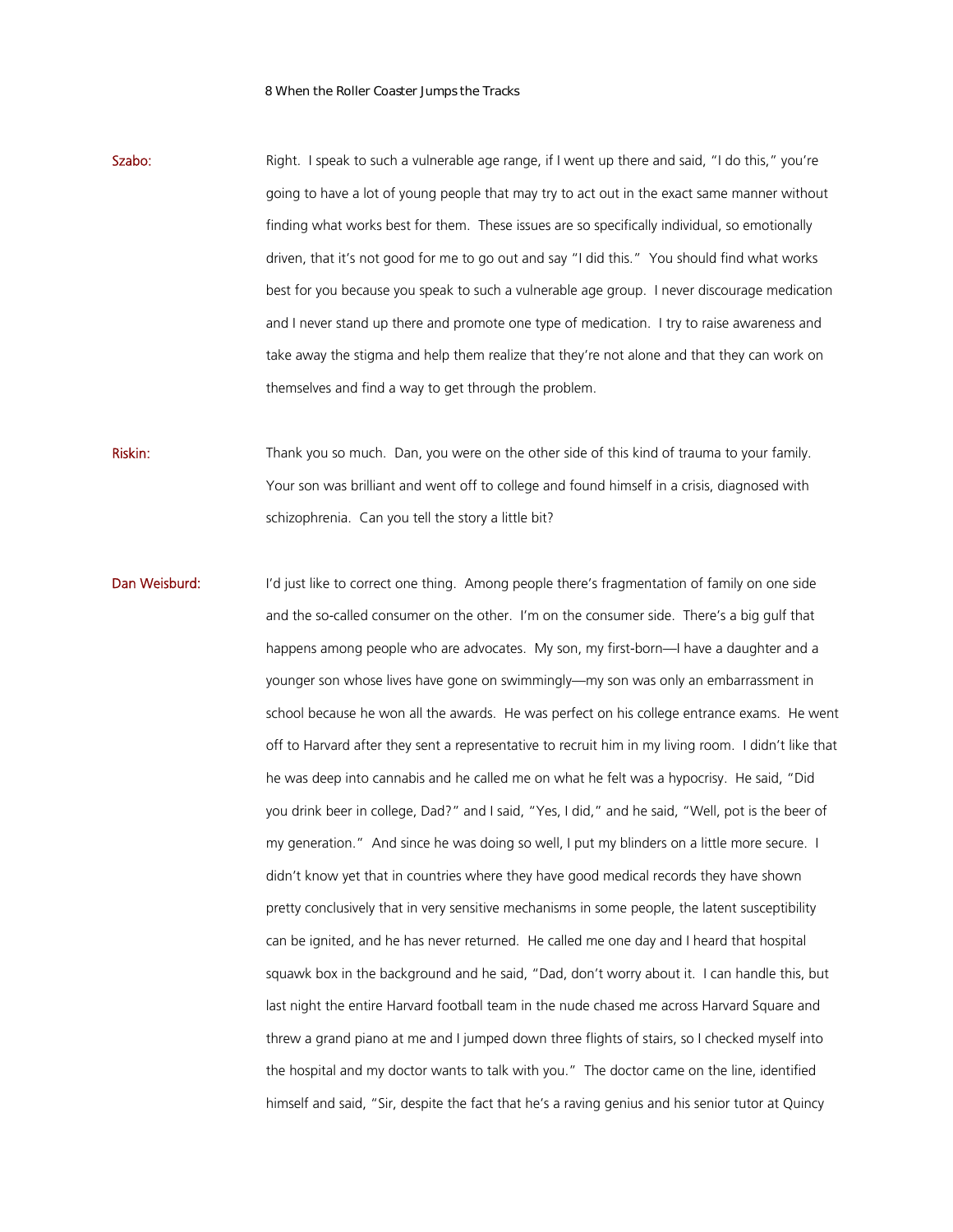**Szabo:** Right. I speak to such a vulnerable age range, if I went up there and said, "I do this," you're going to have a lot of young people that may try to act out in the exact same manner without finding what works best for them. These issues are so specifically individual, so emotionally driven, that it's not good for me to go out and say "I did this." You should find what works best for you because you speak to such a vulnerable age group. I never discourage medication and I never stand up there and promote one type of medication. I try to raise awareness and take away the stigma and help them realize that they're not alone and that they can work on themselves and find a way to get through the problem.

**Riskin:** Thank you so much. Dan, you were on the other side of this kind of trauma to your family. Your son was brilliant and went off to college and found himself in a crisis, diagnosed with schizophrenia. Can you tell the story a little bit?

**Dan Weisburd:** I'd just like to correct one thing. Among people there's fragmentation of family on one side and the so-called consumer on the other. I'm on the consumer side. There's a big gulf that happens among people who are advocates. My son, my first-born—I have a daughter and a younger son whose lives have gone on swimmingly—my son was only an embarrassment in school because he won all the awards. He was perfect on his college entrance exams. He went off to Harvard after they sent a representative to recruit him in my living room. I didn't like that he was deep into cannabis and he called me on what he felt was a hypocrisy. He said, "Did you drink beer in college, Dad?" and I said, "Yes, I did," and he said, "Well, pot is the beer of my generation." And since he was doing so well, I put my blinders on a little more secure. I didn't know yet that in countries where they have good medical records they have shown pretty conclusively that in very sensitive mechanisms in some people, the latent susceptibility can be ignited, and he has never returned. He called me one day and I heard that hospital squawk box in the background and he said, "Dad, don't worry about it. I can handle this, but last night the entire Harvard football team in the nude chased me across Harvard Square and threw a grand piano at me and I jumped down three flights of stairs, so I checked myself into the hospital and my doctor wants to talk with you." The doctor came on the line, identified himself and said, "Sir, despite the fact that he's a raving genius and his senior tutor at Quincy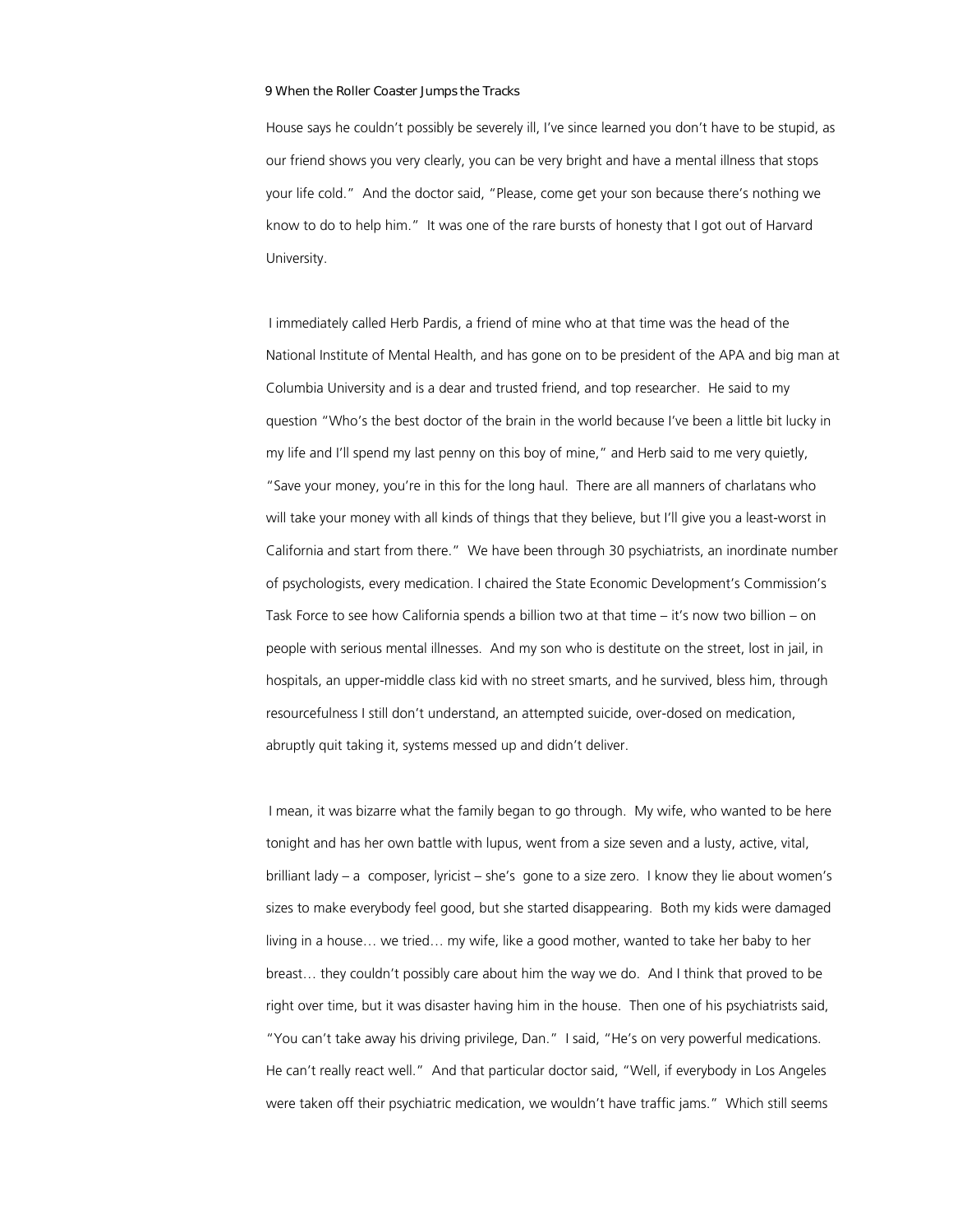House says he couldn't possibly be severely ill, I've since learned you don't have to be stupid, as our friend shows you very clearly, you can be very bright and have a mental illness that stops your life cold." And the doctor said, "Please, come get your son because there's nothing we know to do to help him." It was one of the rare bursts of honesty that I got out of Harvard University.

I immediately called Herb Pardis, a friend of mine who at that time was the head of the National Institute of Mental Health, and has gone on to be president of the APA and big man at Columbia University and is a dear and trusted friend, and top researcher. He said to my question "Who's the best doctor of the brain in the world because I've been a little bit lucky in my life and I'll spend my last penny on this boy of mine," and Herb said to me very quietly, "Save your money, you're in this for the long haul. There are all manners of charlatans who will take your money with all kinds of things that they believe, but I'll give you a least-worst in California and start from there." We have been through 30 psychiatrists, an inordinate number of psychologists, every medication. I chaired the State Economic Development's Commission's Task Force to see how California spends a billion two at that time – it's now two billion – on people with serious mental illnesses. And my son who is destitute on the street, lost in jail, in hospitals, an upper-middle class kid with no street smarts, and he survived, bless him, through resourcefulness I still don't understand, an attempted suicide, over-dosed on medication, abruptly quit taking it, systems messed up and didn't deliver.

I mean, it was bizarre what the family began to go through. My wife, who wanted to be here tonight and has her own battle with lupus, went from a size seven and a lusty, active, vital, brilliant lady – a composer, lyricist – she's gone to a size zero. I know they lie about women's sizes to make everybody feel good, but she started disappearing. Both my kids were damaged living in a house… we tried… my wife, like a good mother, wanted to take her baby to her breast… they couldn't possibly care about him the way we do. And I think that proved to be right over time, but it was disaster having him in the house. Then one of his psychiatrists said, "You can't take away his driving privilege, Dan." I said, "He's on very powerful medications. He can't really react well." And that particular doctor said, "Well, if everybody in Los Angeles were taken off their psychiatric medication, we wouldn't have traffic jams." Which still seems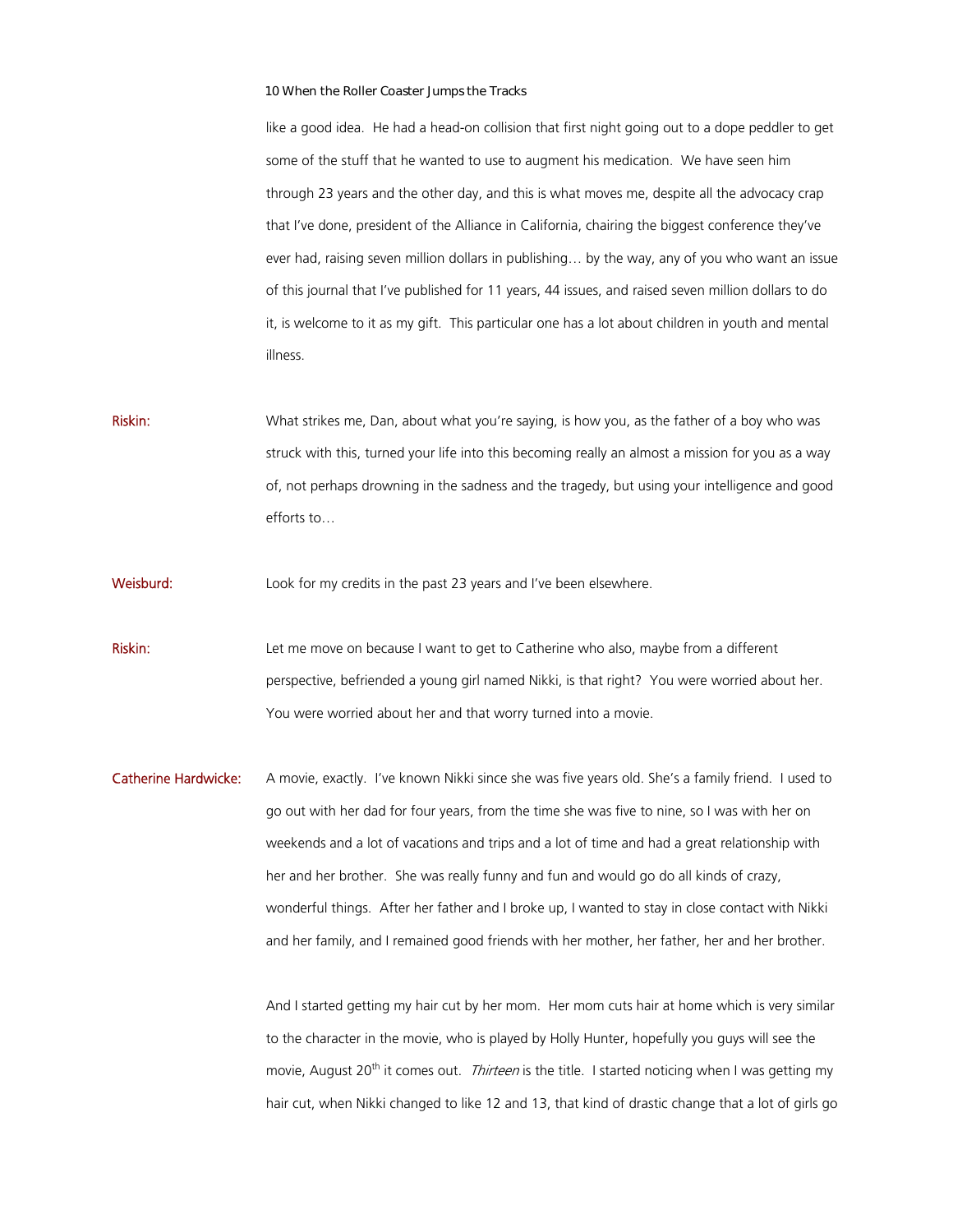like a good idea.  He had a head-on collision that first night going out to a dope peddler to get some of the stuff that he wanted to use to augment his medication.  We have seen him through 23 years and the other day, and this is what moves me, despite all the advocacy crap that I've done, president of the Alliance in California, chairing the biggest conference they've ever had, raising seven million dollars in publishing… by the way, any of you who want an issue of this journal that I've published for 11 years, 44 issues, and raised seven million dollars to do it, is welcome to it as my gift.  This particular one has a lot about children in youth and mental illness.

**Riskin:** What strikes me, Dan, about what you're saying, is how you, as the father of a boy who was struck with this, turned your life into this becoming really an almost a mission for you as a way of, not perhaps drowning in the sadness and the tragedy, but using your intelligence and good efforts to…

**Weisburd:** Look for my credits in the past 23 years and I've been elsewhere.

**Riskin:** Let me move on because I want to get to Catherine who also, maybe from a different perspective, befriended a young girl named Nikki, is that right?  You were worried about her. You were worried about her and that worry turned into a movie.

**Catherine Hardwicke:** A movie, exactly.  I've known Nikki since she was five years old. She's a family friend.  I used to go out with her dad for four years, from the time she was five to nine, so I was with her on weekends and a lot of vacations and trips and a lot of time and had a great relationship with her and her brother.  She was really funny and fun and would go do all kinds of crazy, wonderful things.  After her father and I broke up, I wanted to stay in close contact with Nikki and her family, and I remained good friends with her mother, her father, her and her brother.

And I started getting my hair cut by her mom.  Her mom cuts hair at home which is very similar to the character in the movie, who is played by Holly Hunter, hopefully you guys will see the movie, August 20th it comes out.  *Thirteen* is the title.  I started noticing when I was getting my hair cut, when Nikki changed to like 12 and 13, that kind of drastic change that a lot of girls go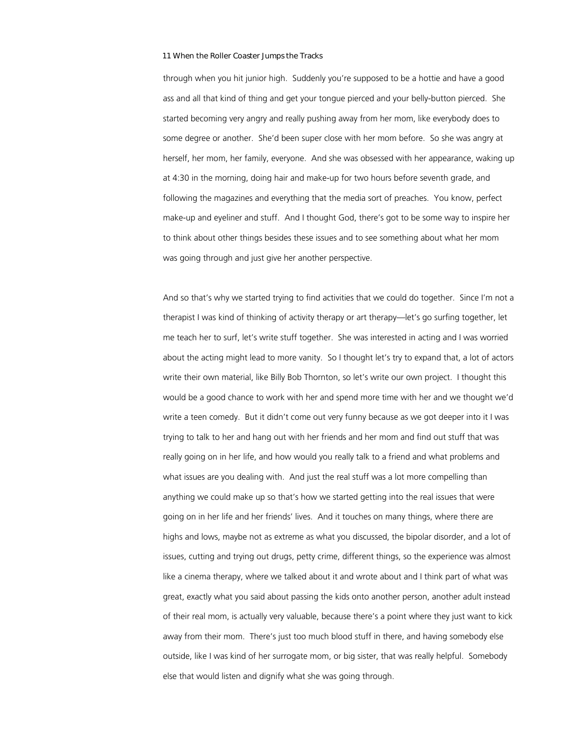through when you hit junior high. Suddenly you're supposed to be a hottie and have a good ass and all that kind of thing and get your tongue pierced and your belly-button pierced. She started becoming very angry and really pushing away from her mom, like everybody does to some degree or another. She'd been super close with her mom before. So she was angry at herself, her mom, her family, everyone. And she was obsessed with her appearance, waking up at 4:30 in the morning, doing hair and make-up for two hours before seventh grade, and following the magazines and everything that the media sort of preaches. You know, perfect make-up and eyeliner and stuff. And I thought God, there's got to be some way to inspire her to think about other things besides these issues and to see something about what her mom was going through and just give her another perspective.

And so that's why we started trying to find activities that we could do together. Since I'm not a therapist I was kind of thinking of activity therapy or art therapy—let's go surfing together, let me teach her to surf, let's write stuff together. She was interested in acting and I was worried about the acting might lead to more vanity. So I thought let's try to expand that, a lot of actors write their own material, like Billy Bob Thornton, so let's write our own project. I thought this would be a good chance to work with her and spend more time with her and we thought we'd write a teen comedy. But it didn't come out very funny because as we got deeper into it I was trying to talk to her and hang out with her friends and her mom and find out stuff that was really going on in her life, and how would you really talk to a friend and what problems and what issues are you dealing with. And just the real stuff was a lot more compelling than anything we could make up so that's how we started getting into the real issues that were going on in her life and her friends' lives. And it touches on many things, where there are highs and lows, maybe not as extreme as what you discussed, the bipolar disorder, and a lot of issues, cutting and trying out drugs, petty crime, different things, so the experience was almost like a cinema therapy, where we talked about it and wrote about and I think part of what was great, exactly what you said about passing the kids onto another person, another adult instead of their real mom, is actually very valuable, because there's a point where they just want to kick away from their mom. There's just too much blood stuff in there, and having somebody else outside, like I was kind of her surrogate mom, or big sister, that was really helpful. Somebody else that would listen and dignify what she was going through.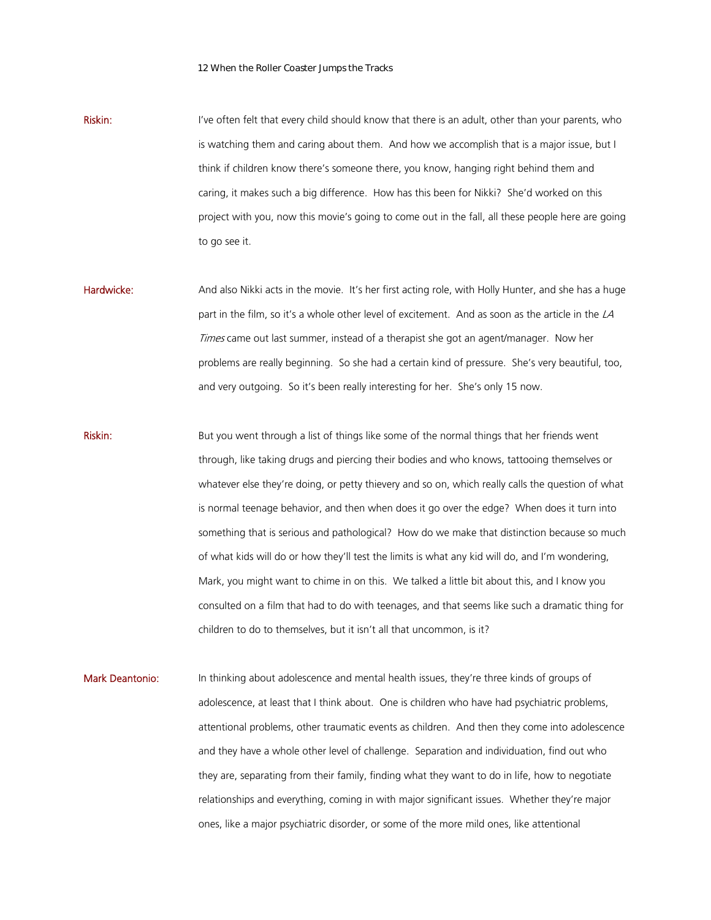**Riskin:** I've often felt that every child should know that there is an adult, other than your parents, who is watching them and caring about them. And how we accomplish that is a major issue, but I think if children know there's someone there, you know, hanging right behind them and caring, it makes such a big difference. How has this been for Nikki? She'd worked on this project with you, now this movie's going to come out in the fall, all these people here are going to go see it.

**Hardwicke:** And also Nikki acts in the movie. It's her first acting role, with Holly Hunter, and she has a huge part in the film, so it's a whole other level of excitement. And as soon as the article in the *LA Times* came out last summer, instead of a therapist she got an agent/manager. Now her problems are really beginning. So she had a certain kind of pressure. She's very beautiful, too, and very outgoing. So it's been really interesting for her. She's only 15 now.

**Riskin:** But you went through a list of things like some of the normal things that her friends went through, like taking drugs and piercing their bodies and who knows, tattooing themselves or whatever else they're doing, or petty thievery and so on, which really calls the question of what is normal teenage behavior, and then when does it go over the edge? When does it turn into something that is serious and pathological? How do we make that distinction because so much of what kids will do or how they'll test the limits is what any kid will do, and I'm wondering, Mark, you might want to chime in on this. We talked a little bit about this, and I know you consulted on a film that had to do with teenages, and that seems like such a dramatic thing for children to do to themselves, but it isn't all that uncommon, is it?

**Mark Deantonio:** In thinking about adolescence and mental health issues, they're three kinds of groups of adolescence, at least that I think about. One is children who have had psychiatric problems, attentional problems, other traumatic events as children. And then they come into adolescence and they have a whole other level of challenge. Separation and individuation, find out who they are, separating from their family, finding what they want to do in life, how to negotiate relationships and everything, coming in with major significant issues. Whether they're major ones, like a major psychiatric disorder, or some of the more mild ones, like attentional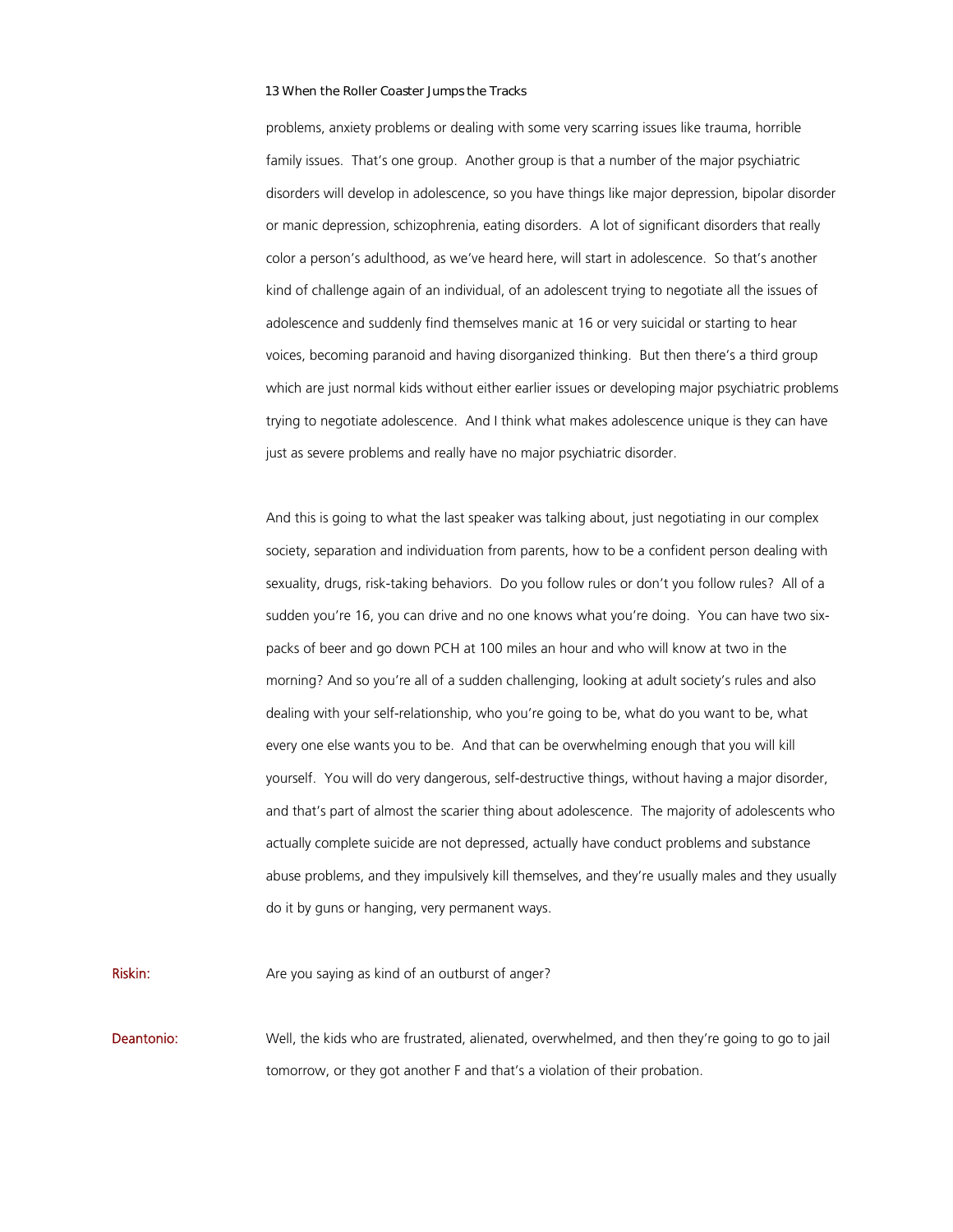problems, anxiety problems or dealing with some very scarring issues like trauma, horrible family issues. That's one group. Another group is that a number of the major psychiatric disorders will develop in adolescence, so you have things like major depression, bipolar disorder or manic depression, schizophrenia, eating disorders. A lot of significant disorders that really color a person's adulthood, as we've heard here, will start in adolescence. So that's another kind of challenge again of an individual, of an adolescent trying to negotiate all the issues of adolescence and suddenly find themselves manic at 16 or very suicidal or starting to hear voices, becoming paranoid and having disorganized thinking. But then there's a third group which are just normal kids without either earlier issues or developing major psychiatric problems trying to negotiate adolescence. And I think what makes adolescence unique is they can have just as severe problems and really have no major psychiatric disorder.

And this is going to what the last speaker was talking about, just negotiating in our complex society, separation and individuation from parents, how to be a confident person dealing with sexuality, drugs, risk-taking behaviors. Do you follow rules or don't you follow rules? All of a sudden you're 16, you can drive and no one knows what you're doing. You can have two six-packs of beer and go down PCH at 100 miles an hour and who will know at two in the morning? And so you're all of a sudden challenging, looking at adult society's rules and also dealing with your self-relationship, who you're going to be, what do you want to be, what every one else wants you to be. And that can be overwhelming enough that you will kill yourself. You will do very dangerous, self-destructive things, without having a major disorder, and that's part of almost the scarier thing about adolescence. The majority of adolescents who actually complete suicide are not depressed, actually have conduct problems and substance abuse problems, and they impulsively kill themselves, and they're usually males and they usually do it by guns or hanging, very permanent ways.

**Riskin:** Are you saying as kind of an outburst of anger?

**Deantonio:** Well, the kids who are frustrated, alienated, overwhelmed, and then they're going to go to jail tomorrow, or they got another F and that's a violation of their probation.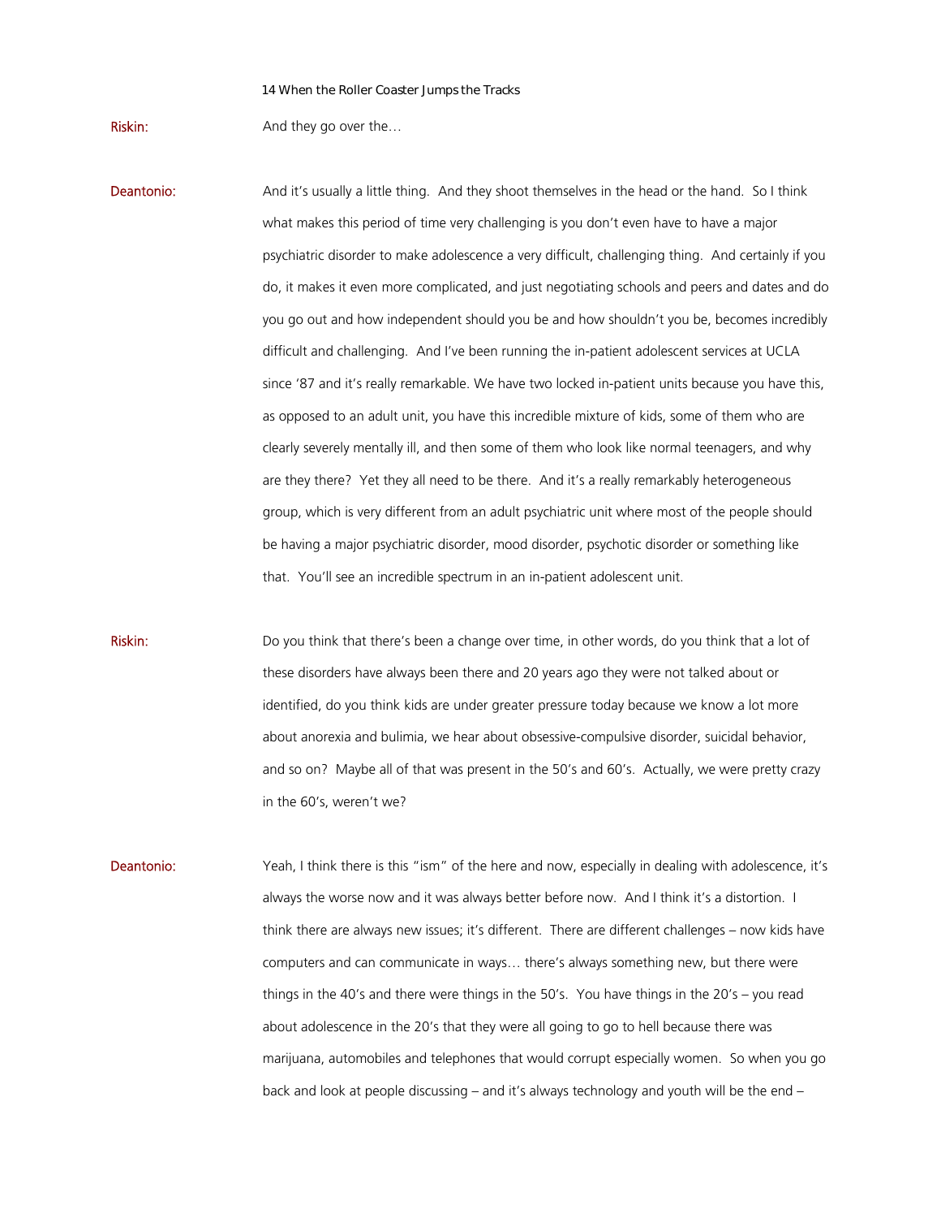**Riskin:** And they go over the…

**Deantonio:** And it's usually a little thing. And they shoot themselves in the head or the hand. So I think what makes this period of time very challenging is you don't even have to have a major psychiatric disorder to make adolescence a very difficult, challenging thing. And certainly if you do, it makes it even more complicated, and just negotiating schools and peers and dates and do you go out and how independent should you be and how shouldn't you be, becomes incredibly difficult and challenging. And I've been running the in-patient adolescent services at UCLA since '87 and it's really remarkable. We have two locked in-patient units because you have this, as opposed to an adult unit, you have this incredible mixture of kids, some of them who are clearly severely mentally ill, and then some of them who look like normal teenagers, and why are they there? Yet they all need to be there. And it's a really remarkably heterogeneous group, which is very different from an adult psychiatric unit where most of the people should be having a major psychiatric disorder, mood disorder, psychotic disorder or something like that. You'll see an incredible spectrum in an in-patient adolescent unit.

**Riskin:** Do you think that there's been a change over time, in other words, do you think that a lot of these disorders have always been there and 20 years ago they were not talked about or identified, do you think kids are under greater pressure today because we know a lot more about anorexia and bulimia, we hear about obsessive-compulsive disorder, suicidal behavior, and so on? Maybe all of that was present in the 50's and 60's. Actually, we were pretty crazy in the 60's, weren't we?

**Deantonio:** Yeah, I think there is this "ism" of the here and now, especially in dealing with adolescence, it's always the worse now and it was always better before now. And I think it's a distortion. I think there are always new issues; it's different. There are different challenges – now kids have computers and can communicate in ways… there's always something new, but there were things in the 40's and there were things in the 50's. You have things in the 20's – you read about adolescence in the 20's that they were all going to go to hell because there was marijuana, automobiles and telephones that would corrupt especially women. So when you go back and look at people discussing – and it's always technology and youth will be the end –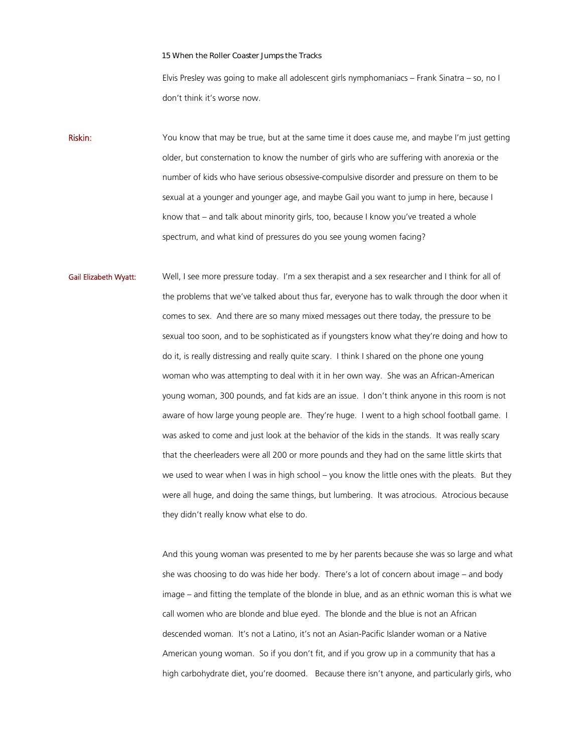Elvis Presley was going to make all adolescent girls nymphomaniacs – Frank Sinatra – so, no I don't think it's worse now.

**Riskin:** You know that may be true, but at the same time it does cause me, and maybe I'm just getting older, but consternation to know the number of girls who are suffering with anorexia or the number of kids who have serious obsessive-compulsive disorder and pressure on them to be sexual at a younger and younger age, and maybe Gail you want to jump in here, because I know that – and talk about minority girls, too, because I know you've treated a whole spectrum, and what kind of pressures do you see young women facing?

**Gail Elizabeth Wyatt:** Well, I see more pressure today. I'm a sex therapist and a sex researcher and I think for all of the problems that we've talked about thus far, everyone has to walk through the door when it comes to sex. And there are so many mixed messages out there today, the pressure to be sexual too soon, and to be sophisticated as if youngsters know what they're doing and how to do it, is really distressing and really quite scary. I think I shared on the phone one young woman who was attempting to deal with it in her own way. She was an African-American young woman, 300 pounds, and fat kids are an issue. I don't think anyone in this room is not aware of how large young people are. They're huge. I went to a high school football game. I was asked to come and just look at the behavior of the kids in the stands. It was really scary that the cheerleaders were all 200 or more pounds and they had on the same little skirts that we used to wear when I was in high school – you know the little ones with the pleats. But they were all huge, and doing the same things, but lumbering. It was atrocious. Atrocious because they didn't really know what else to do.

And this young woman was presented to me by her parents because she was so large and what she was choosing to do was hide her body. There's a lot of concern about image – and body image – and fitting the template of the blonde in blue, and as an ethnic woman this is what we call women who are blonde and blue eyed. The blonde and the blue is not an African descended woman. It's not a Latino, it's not an Asian-Pacific Islander woman or a Native American young woman. So if you don't fit, and if you grow up in a community that has a high carbohydrate diet, you're doomed. Because there isn't anyone, and particularly girls, who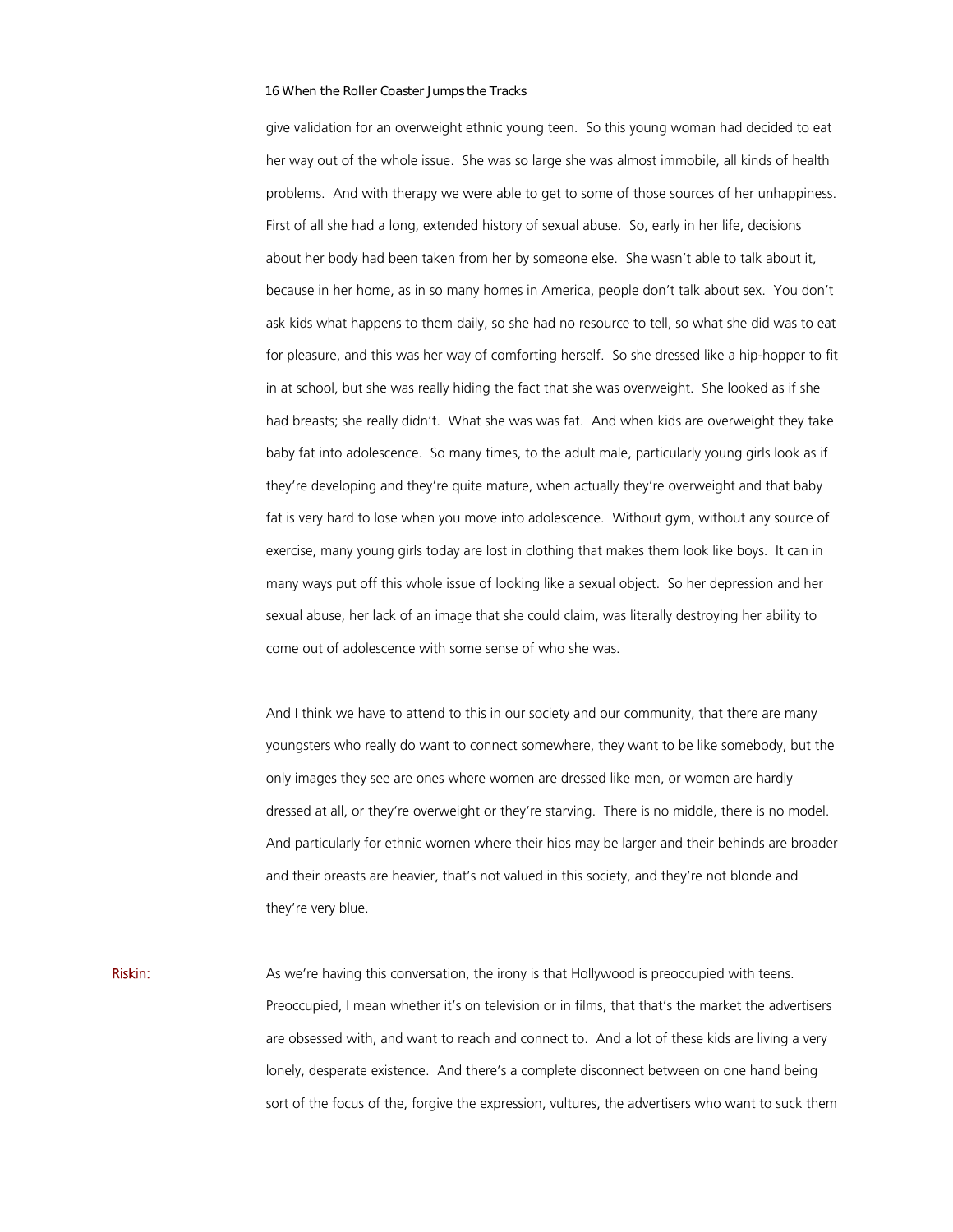give validation for an overweight ethnic young teen. So this young woman had decided to eat her way out of the whole issue. She was so large she was almost immobile, all kinds of health problems. And with therapy we were able to get to some of those sources of her unhappiness. First of all she had a long, extended history of sexual abuse. So, early in her life, decisions about her body had been taken from her by someone else. She wasn't able to talk about it, because in her home, as in so many homes in America, people don't talk about sex. You don't ask kids what happens to them daily, so she had no resource to tell, so what she did was to eat for pleasure, and this was her way of comforting herself. So she dressed like a hip-hopper to fit in at school, but she was really hiding the fact that she was overweight. She looked as if she had breasts; she really didn't. What she was was fat. And when kids are overweight they take baby fat into adolescence. So many times, to the adult male, particularly young girls look as if they're developing and they're quite mature, when actually they're overweight and that baby fat is very hard to lose when you move into adolescence. Without gym, without any source of exercise, many young girls today are lost in clothing that makes them look like boys. It can in many ways put off this whole issue of looking like a sexual object. So her depression and her sexual abuse, her lack of an image that she could claim, was literally destroying her ability to come out of adolescence with some sense of who she was.

And I think we have to attend to this in our society and our community, that there are many youngsters who really do want to connect somewhere, they want to be like somebody, but the only images they see are ones where women are dressed like men, or women are hardly dressed at all, or they're overweight or they're starving. There is no middle, there is no model. And particularly for ethnic women where their hips may be larger and their behinds are broader and their breasts are heavier, that's not valued in this society, and they're not blonde and they're very blue.

**Riskin:** As we're having this conversation, the irony is that Hollywood is preoccupied with teens. Preoccupied, I mean whether it's on television or in films, that that's the market the advertisers are obsessed with, and want to reach and connect to. And a lot of these kids are living a very lonely, desperate existence. And there's a complete disconnect between on one hand being sort of the focus of the, forgive the expression, vultures, the advertisers who want to suck them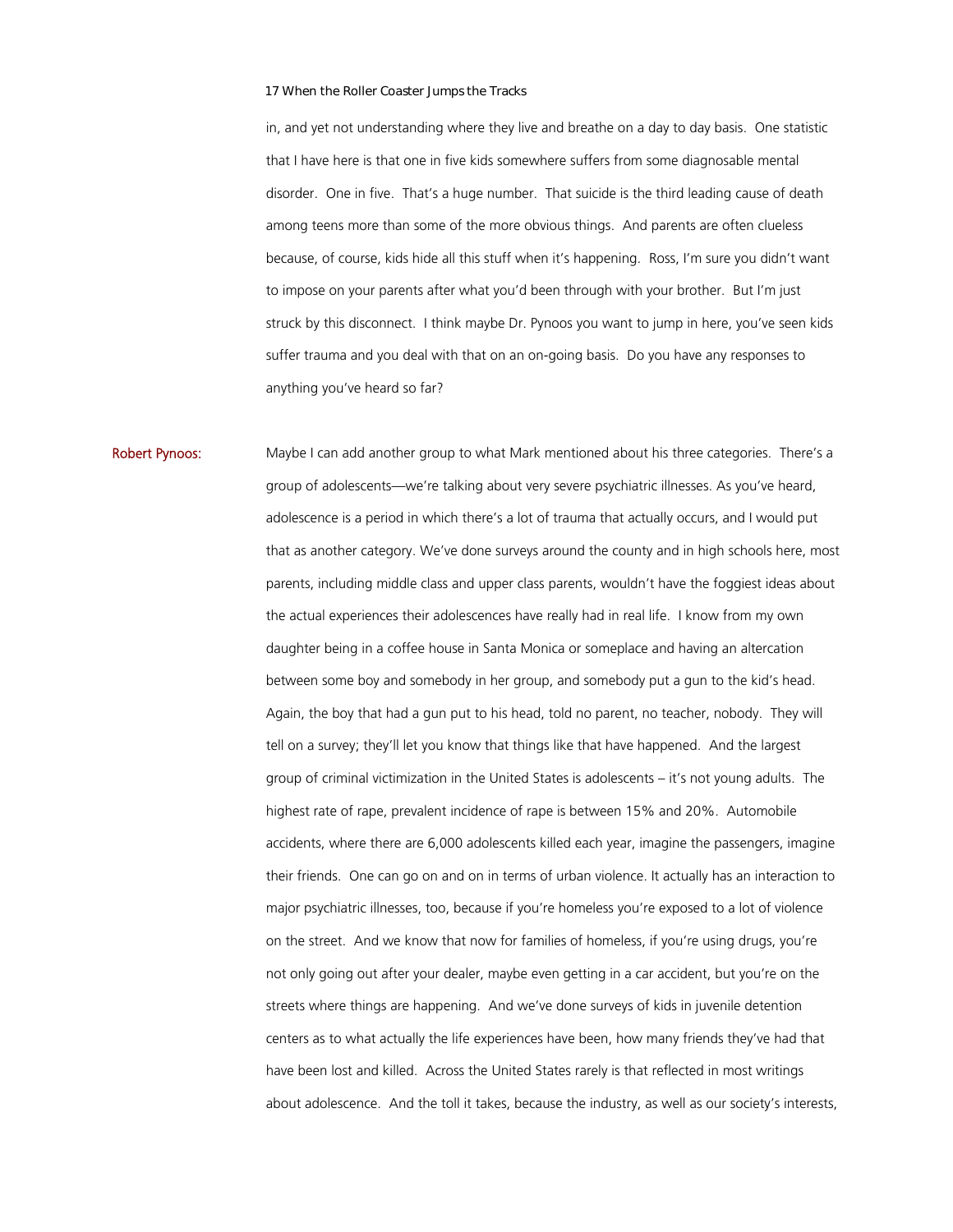in, and yet not understanding where they live and breathe on a day to day basis. One statistic that I have here is that one in five kids somewhere suffers from some diagnosable mental disorder. One in five. That's a huge number. That suicide is the third leading cause of death among teens more than some of the more obvious things. And parents are often clueless because, of course, kids hide all this stuff when it's happening. Ross, I'm sure you didn't want to impose on your parents after what you'd been through with your brother. But I'm just struck by this disconnect. I think maybe Dr. Pynoos you want to jump in here, you've seen kids suffer trauma and you deal with that on an on-going basis. Do you have any responses to anything you've heard so far?

**Robert Pynoos:** Maybe I can add another group to what Mark mentioned about his three categories. There's a group of adolescents—we're talking about very severe psychiatric illnesses. As you've heard, adolescence is a period in which there's a lot of trauma that actually occurs, and I would put that as another category. We've done surveys around the county and in high schools here, most parents, including middle class and upper class parents, wouldn't have the foggiest ideas about the actual experiences their adolescences have really had in real life. I know from my own daughter being in a coffee house in Santa Monica or someplace and having an altercation between some boy and somebody in her group, and somebody put a gun to the kid's head. Again, the boy that had a gun put to his head, told no parent, no teacher, nobody. They will tell on a survey; they'll let you know that things like that have happened. And the largest group of criminal victimization in the United States is adolescents – it's not young adults. The highest rate of rape, prevalent incidence of rape is between 15% and 20%. Automobile accidents, where there are 6,000 adolescents killed each year, imagine the passengers, imagine their friends. One can go on and on in terms of urban violence. It actually has an interaction to major psychiatric illnesses, too, because if you're homeless you're exposed to a lot of violence on the street. And we know that now for families of homeless, if you're using drugs, you're not only going out after your dealer, maybe even getting in a car accident, but you're on the streets where things are happening. And we've done surveys of kids in juvenile detention centers as to what actually the life experiences have been, how many friends they've had that have been lost and killed. Across the United States rarely is that reflected in most writings about adolescence. And the toll it takes, because the industry, as well as our society's interests,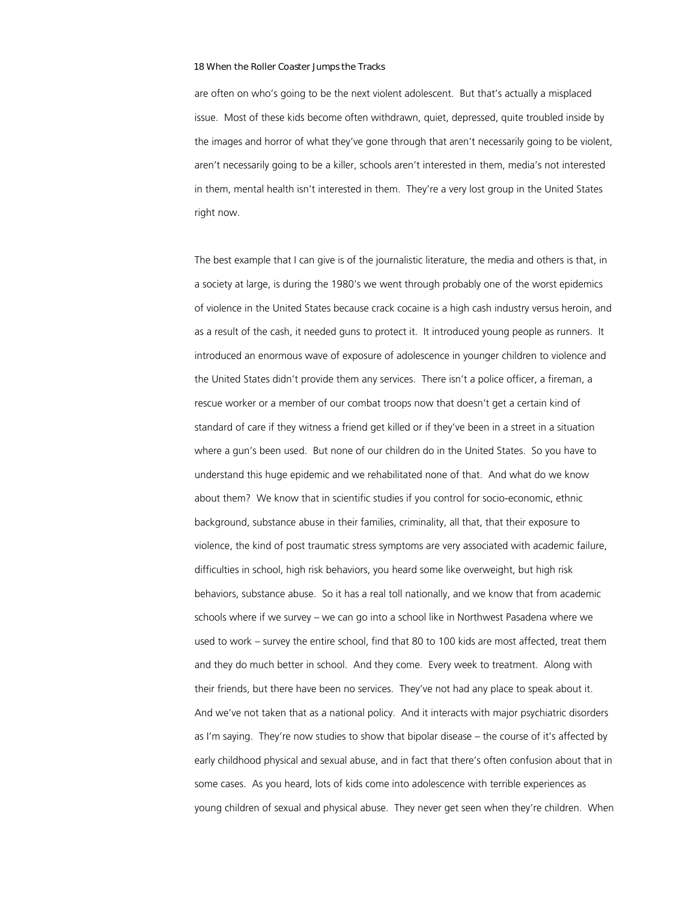are often on who's going to be the next violent adolescent. But that's actually a misplaced issue. Most of these kids become often withdrawn, quiet, depressed, quite troubled inside by the images and horror of what they've gone through that aren't necessarily going to be violent, aren't necessarily going to be a killer, schools aren't interested in them, media's not interested in them, mental health isn't interested in them. They're a very lost group in the United States right now.

The best example that I can give is of the journalistic literature, the media and others is that, in a society at large, is during the 1980's we went through probably one of the worst epidemics of violence in the United States because crack cocaine is a high cash industry versus heroin, and as a result of the cash, it needed guns to protect it. It introduced young people as runners. It introduced an enormous wave of exposure of adolescence in younger children to violence and the United States didn't provide them any services. There isn't a police officer, a fireman, a rescue worker or a member of our combat troops now that doesn't get a certain kind of standard of care if they witness a friend get killed or if they've been in a street in a situation where a gun's been used. But none of our children do in the United States. So you have to understand this huge epidemic and we rehabilitated none of that. And what do we know about them? We know that in scientific studies if you control for socio-economic, ethnic background, substance abuse in their families, criminality, all that, that their exposure to violence, the kind of post traumatic stress symptoms are very associated with academic failure, difficulties in school, high risk behaviors, you heard some like overweight, but high risk behaviors, substance abuse. So it has a real toll nationally, and we know that from academic schools where if we survey – we can go into a school like in Northwest Pasadena where we used to work – survey the entire school, find that 80 to 100 kids are most affected, treat them and they do much better in school. And they come. Every week to treatment. Along with their friends, but there have been no services. They've not had any place to speak about it. And we've not taken that as a national policy. And it interacts with major psychiatric disorders as I'm saying. They're now studies to show that bipolar disease – the course of it's affected by early childhood physical and sexual abuse, and in fact that there's often confusion about that in some cases. As you heard, lots of kids come into adolescence with terrible experiences as young children of sexual and physical abuse. They never get seen when they're children. When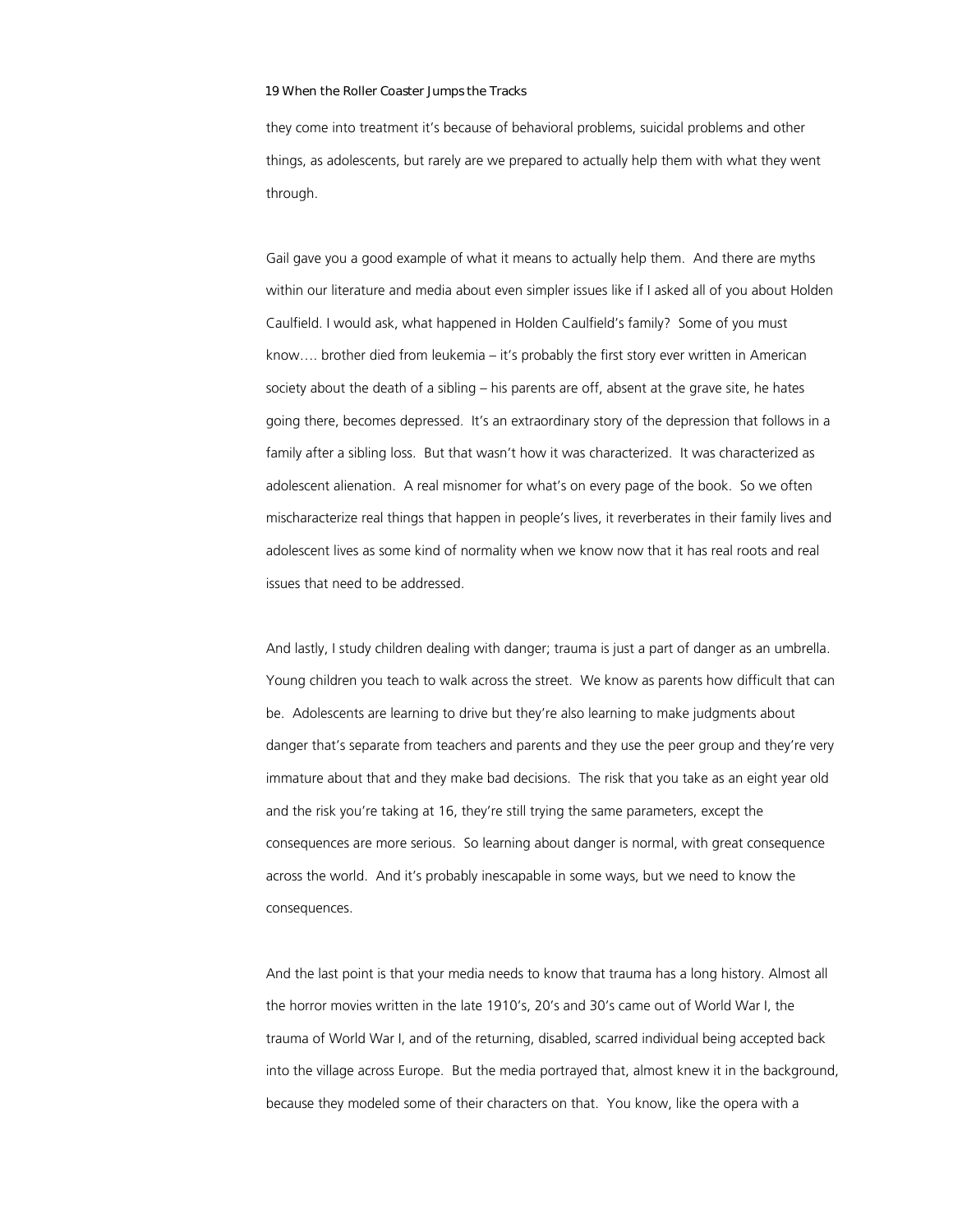they come into treatment it's because of behavioral problems, suicidal problems and other things, as adolescents, but rarely are we prepared to actually help them with what they went through.

Gail gave you a good example of what it means to actually help them. And there are myths within our literature and media about even simpler issues like if I asked all of you about Holden Caulfield. I would ask, what happened in Holden Caulfield's family? Some of you must know…. brother died from leukemia – it's probably the first story ever written in American society about the death of a sibling – his parents are off, absent at the grave site, he hates going there, becomes depressed. It's an extraordinary story of the depression that follows in a family after a sibling loss. But that wasn't how it was characterized. It was characterized as adolescent alienation. A real misnomer for what's on every page of the book. So we often mischaracterize real things that happen in people's lives, it reverberates in their family lives and adolescent lives as some kind of normality when we know now that it has real roots and real issues that need to be addressed.

And lastly, I study children dealing with danger; trauma is just a part of danger as an umbrella. Young children you teach to walk across the street. We know as parents how difficult that can be. Adolescents are learning to drive but they're also learning to make judgments about danger that's separate from teachers and parents and they use the peer group and they're very immature about that and they make bad decisions. The risk that you take as an eight year old and the risk you're taking at 16, they're still trying the same parameters, except the consequences are more serious. So learning about danger is normal, with great consequence across the world. And it's probably inescapable in some ways, but we need to know the consequences.

And the last point is that your media needs to know that trauma has a long history. Almost all the horror movies written in the late 1910's, 20's and 30's came out of World War I, the trauma of World War I, and of the returning, disabled, scarred individual being accepted back into the village across Europe. But the media portrayed that, almost knew it in the background, because they modeled some of their characters on that. You know, like the opera with a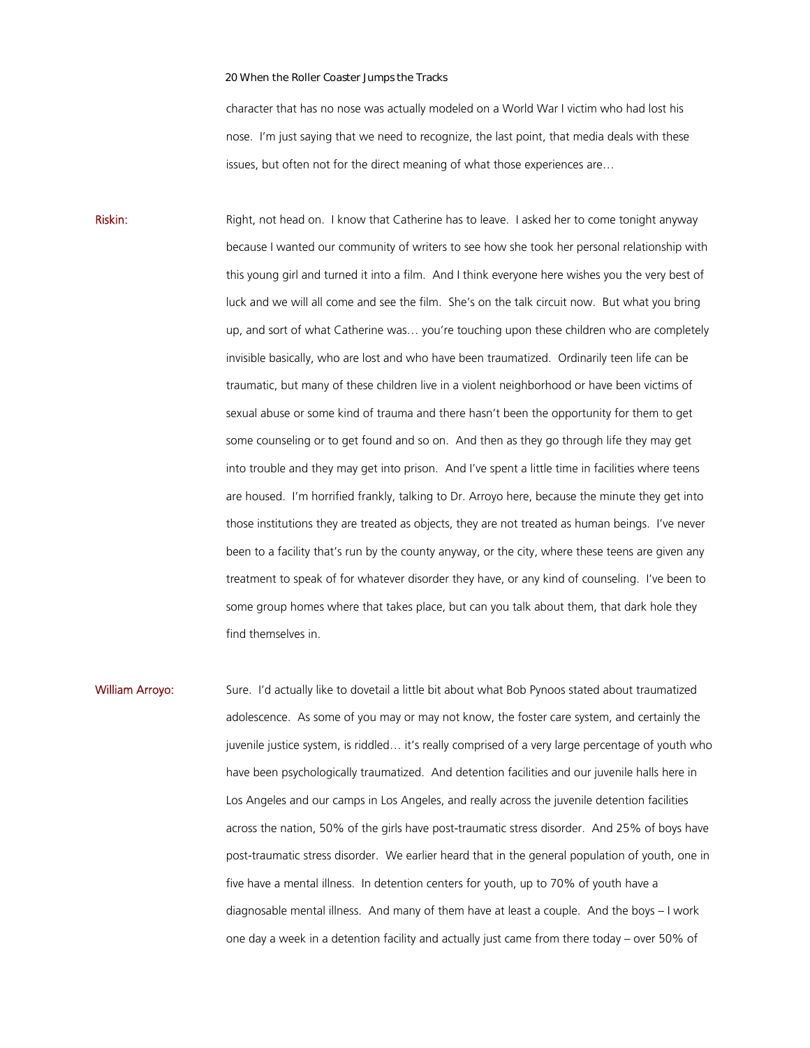character that has no nose was actually modeled on a World War I victim who had lost his nose. I'm just saying that we need to recognize, the last point, that media deals with these issues, but often not for the direct meaning of what those experiences are…

**Riskin:** Right, not head on. I know that Catherine has to leave. I asked her to come tonight anyway because I wanted our community of writers to see how she took her personal relationship with this young girl and turned it into a film. And I think everyone here wishes you the very best of luck and we will all come and see the film. She's on the talk circuit now. But what you bring up, and sort of what Catherine was… you're touching upon these children who are completely invisible basically, who are lost and who have been traumatized. Ordinarily teen life can be traumatic, but many of these children live in a violent neighborhood or have been victims of sexual abuse or some kind of trauma and there hasn't been the opportunity for them to get some counseling or to get found and so on. And then as they go through life they may get into trouble and they may get into prison. And I've spent a little time in facilities where teens are housed. I'm horrified frankly, talking to Dr. Arroyo here, because the minute they get into those institutions they are treated as objects, they are not treated as human beings. I've never been to a facility that's run by the county anyway, or the city, where these teens are given any treatment to speak of for whatever disorder they have, or any kind of counseling. I've been to some group homes where that takes place, but can you talk about them, that dark hole they find themselves in.

**William Arroyo:** Sure. I'd actually like to dovetail a little bit about what Bob Pynoos stated about traumatized adolescence. As some of you may or may not know, the foster care system, and certainly the juvenile justice system, is riddled… it's really comprised of a very large percentage of youth who have been psychologically traumatized. And detention facilities and our juvenile halls here in Los Angeles and our camps in Los Angeles, and really across the juvenile detention facilities across the nation, 50% of the girls have post-traumatic stress disorder. And 25% of boys have post-traumatic stress disorder. We earlier heard that in the general population of youth, one in five have a mental illness. In detention centers for youth, up to 70% of youth have a diagnosable mental illness. And many of them have at least a couple. And the boys – I work one day a week in a detention facility and actually just came from there today – over 50% of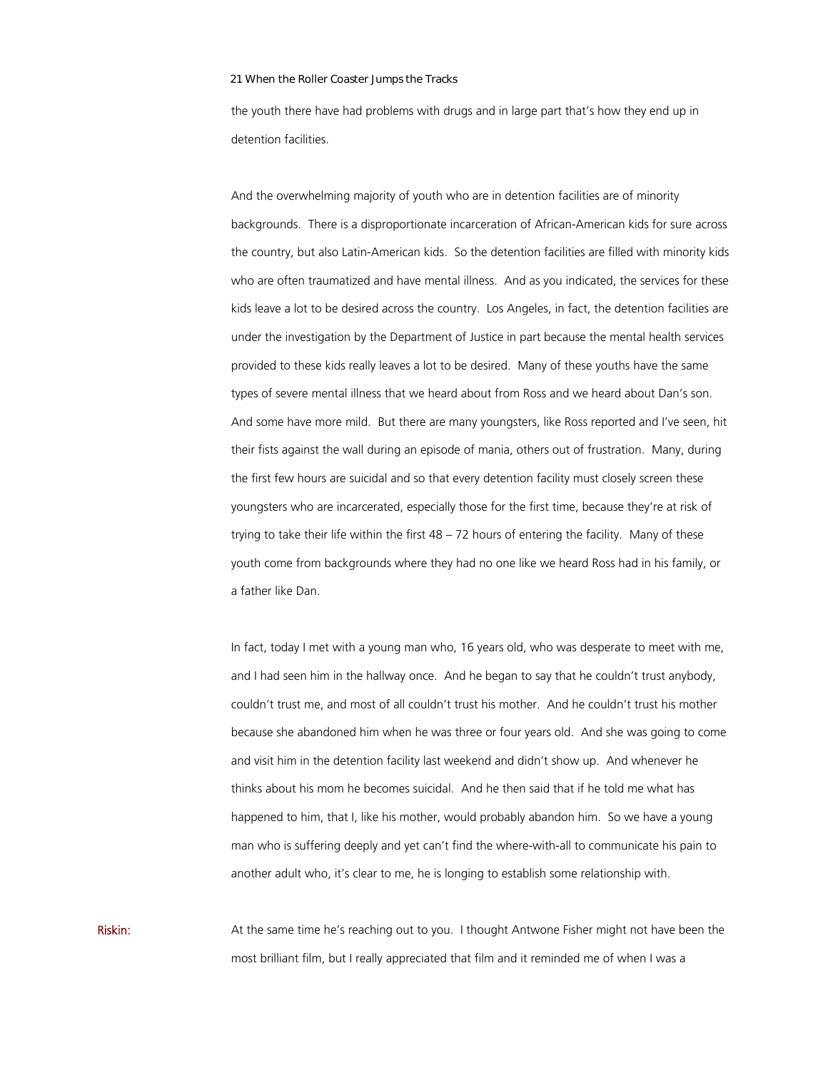the youth there have had problems with drugs and in large part that's how they end up in detention facilities.

And the overwhelming majority of youth who are in detention facilities are of minority backgrounds. There is a disproportionate incarceration of African-American kids for sure across the country, but also Latin-American kids. So the detention facilities are filled with minority kids who are often traumatized and have mental illness. And as you indicated, the services for these kids leave a lot to be desired across the country. Los Angeles, in fact, the detention facilities are under the investigation by the Department of Justice in part because the mental health services provided to these kids really leaves a lot to be desired. Many of these youths have the same types of severe mental illness that we heard about from Ross and we heard about Dan's son. And some have more mild. But there are many youngsters, like Ross reported and I've seen, hit their fists against the wall during an episode of mania, others out of frustration. Many, during the first few hours are suicidal and so that every detention facility must closely screen these youngsters who are incarcerated, especially those for the first time, because they're at risk of trying to take their life within the first 48 – 72 hours of entering the facility. Many of these youth come from backgrounds where they had no one like we heard Ross had in his family, or a father like Dan.

In fact, today I met with a young man who, 16 years old, who was desperate to meet with me, and I had seen him in the hallway once. And he began to say that he couldn't trust anybody, couldn't trust me, and most of all couldn't trust his mother. And he couldn't trust his mother because she abandoned him when he was three or four years old. And she was going to come and visit him in the detention facility last weekend and didn't show up. And whenever he thinks about his mom he becomes suicidal. And he then said that if he told me what has happened to him, that I, like his mother, would probably abandon him. So we have a young man who is suffering deeply and yet can't find the where-with-all to communicate his pain to another adult who, it's clear to me, he is longing to establish some relationship with.

**Riskin:** At the same time he's reaching out to you. I thought Antwone Fisher might not have been the most brilliant film, but I really appreciated that film and it reminded me of when I was a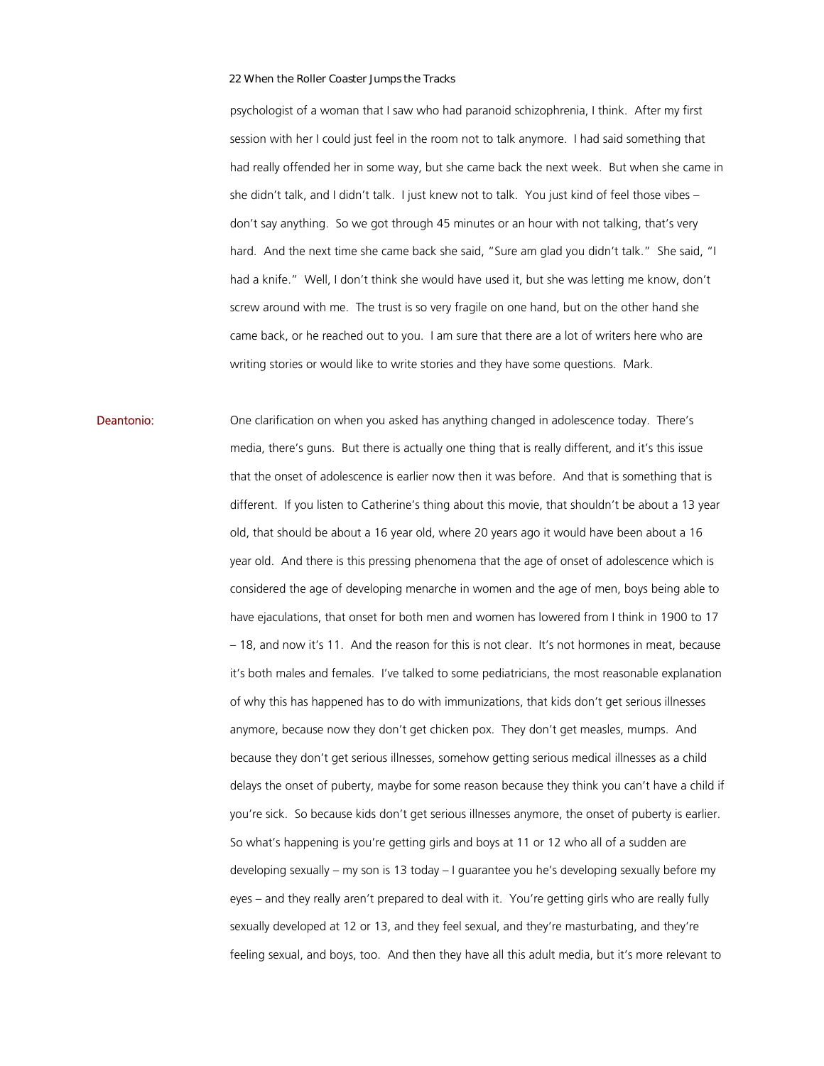psychologist of a woman that I saw who had paranoid schizophrenia, I think. After my first session with her I could just feel in the room not to talk anymore. I had said something that had really offended her in some way, but she came back the next week. But when she came in she didn't talk, and I didn't talk. I just knew not to talk. You just kind of feel those vibes – don't say anything. So we got through 45 minutes or an hour with not talking, that's very hard. And the next time she came back she said, "Sure am glad you didn't talk." She said, "I had a knife." Well, I don't think she would have used it, but she was letting me know, don't screw around with me. The trust is so very fragile on one hand, but on the other hand she came back, or he reached out to you. I am sure that there are a lot of writers here who are writing stories or would like to write stories and they have some questions. Mark.

**Deantonio:** One clarification on when you asked has anything changed in adolescence today. There's media, there's guns. But there is actually one thing that is really different, and it's this issue that the onset of adolescence is earlier now then it was before. And that is something that is different. If you listen to Catherine's thing about this movie, that shouldn't be about a 13 year old, that should be about a 16 year old, where 20 years ago it would have been about a 16 year old. And there is this pressing phenomena that the age of onset of adolescence which is considered the age of developing menarche in women and the age of men, boys being able to have ejaculations, that onset for both men and women has lowered from I think in 1900 to 17 – 18, and now it's 11. And the reason for this is not clear. It's not hormones in meat, because it's both males and females. I've talked to some pediatricians, the most reasonable explanation of why this has happened has to do with immunizations, that kids don't get serious illnesses anymore, because now they don't get chicken pox. They don't get measles, mumps. And because they don't get serious illnesses, somehow getting serious medical illnesses as a child delays the onset of puberty, maybe for some reason because they think you can't have a child if you're sick. So because kids don't get serious illnesses anymore, the onset of puberty is earlier. So what's happening is you're getting girls and boys at 11 or 12 who all of a sudden are developing sexually – my son is 13 today – I guarantee you he's developing sexually before my eyes – and they really aren't prepared to deal with it. You're getting girls who are really fully sexually developed at 12 or 13, and they feel sexual, and they're masturbating, and they're feeling sexual, and boys, too. And then they have all this adult media, but it's more relevant to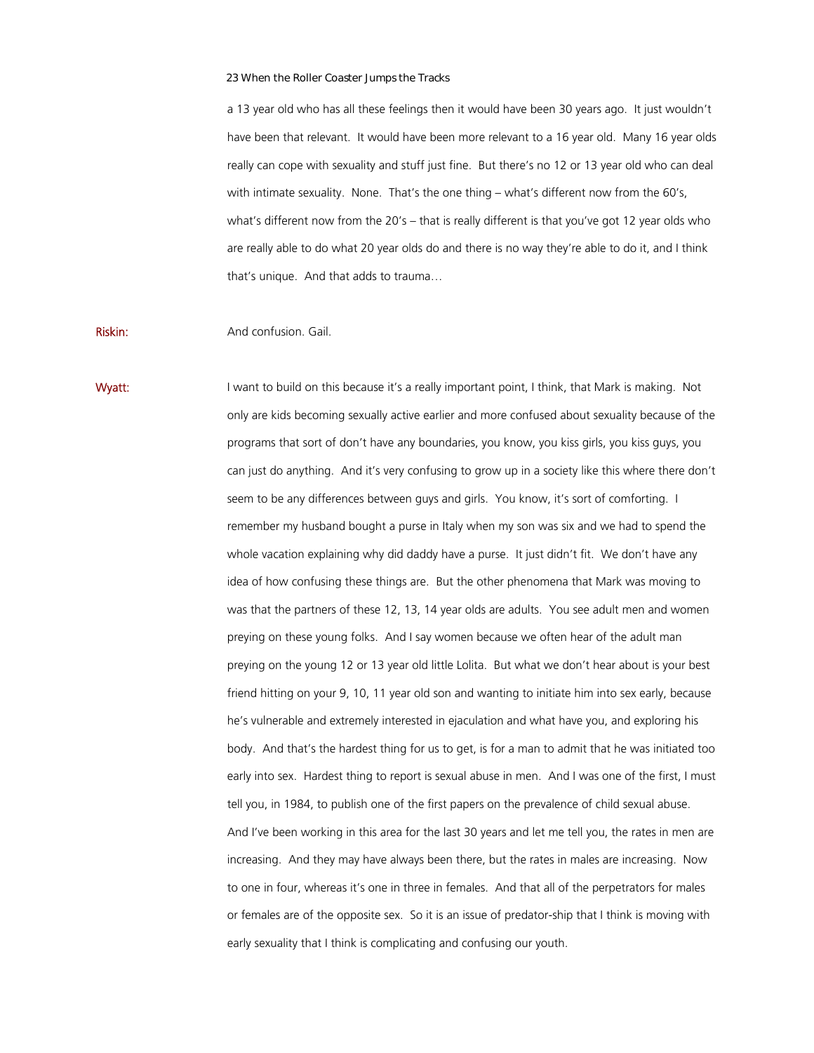a 13 year old who has all these feelings then it would have been 30 years ago. It just wouldn't have been that relevant. It would have been more relevant to a 16 year old. Many 16 year olds really can cope with sexuality and stuff just fine. But there's no 12 or 13 year old who can deal with intimate sexuality. None. That's the one thing – what's different now from the 60's, what's different now from the 20's – that is really different is that you've got 12 year olds who are really able to do what 20 year olds do and there is no way they're able to do it, and I think that's unique. And that adds to trauma…

**Riskin:** And confusion. Gail.

**Wyatt:** I want to build on this because it's a really important point, I think, that Mark is making. Not only are kids becoming sexually active earlier and more confused about sexuality because of the programs that sort of don't have any boundaries, you know, you kiss girls, you kiss guys, you can just do anything. And it's very confusing to grow up in a society like this where there don't seem to be any differences between guys and girls. You know, it's sort of comforting. I remember my husband bought a purse in Italy when my son was six and we had to spend the whole vacation explaining why did daddy have a purse. It just didn't fit. We don't have any idea of how confusing these things are. But the other phenomena that Mark was moving to was that the partners of these 12, 13, 14 year olds are adults. You see adult men and women preying on these young folks. And I say women because we often hear of the adult man preying on the young 12 or 13 year old little Lolita. But what we don't hear about is your best friend hitting on your 9, 10, 11 year old son and wanting to initiate him into sex early, because he's vulnerable and extremely interested in ejaculation and what have you, and exploring his body. And that's the hardest thing for us to get, is for a man to admit that he was initiated too early into sex. Hardest thing to report is sexual abuse in men. And I was one of the first, I must tell you, in 1984, to publish one of the first papers on the prevalence of child sexual abuse. And I've been working in this area for the last 30 years and let me tell you, the rates in men are increasing. And they may have always been there, but the rates in males are increasing. Now to one in four, whereas it's one in three in females. And that all of the perpetrators for males or females are of the opposite sex. So it is an issue of predator-ship that I think is moving with early sexuality that I think is complicating and confusing our youth.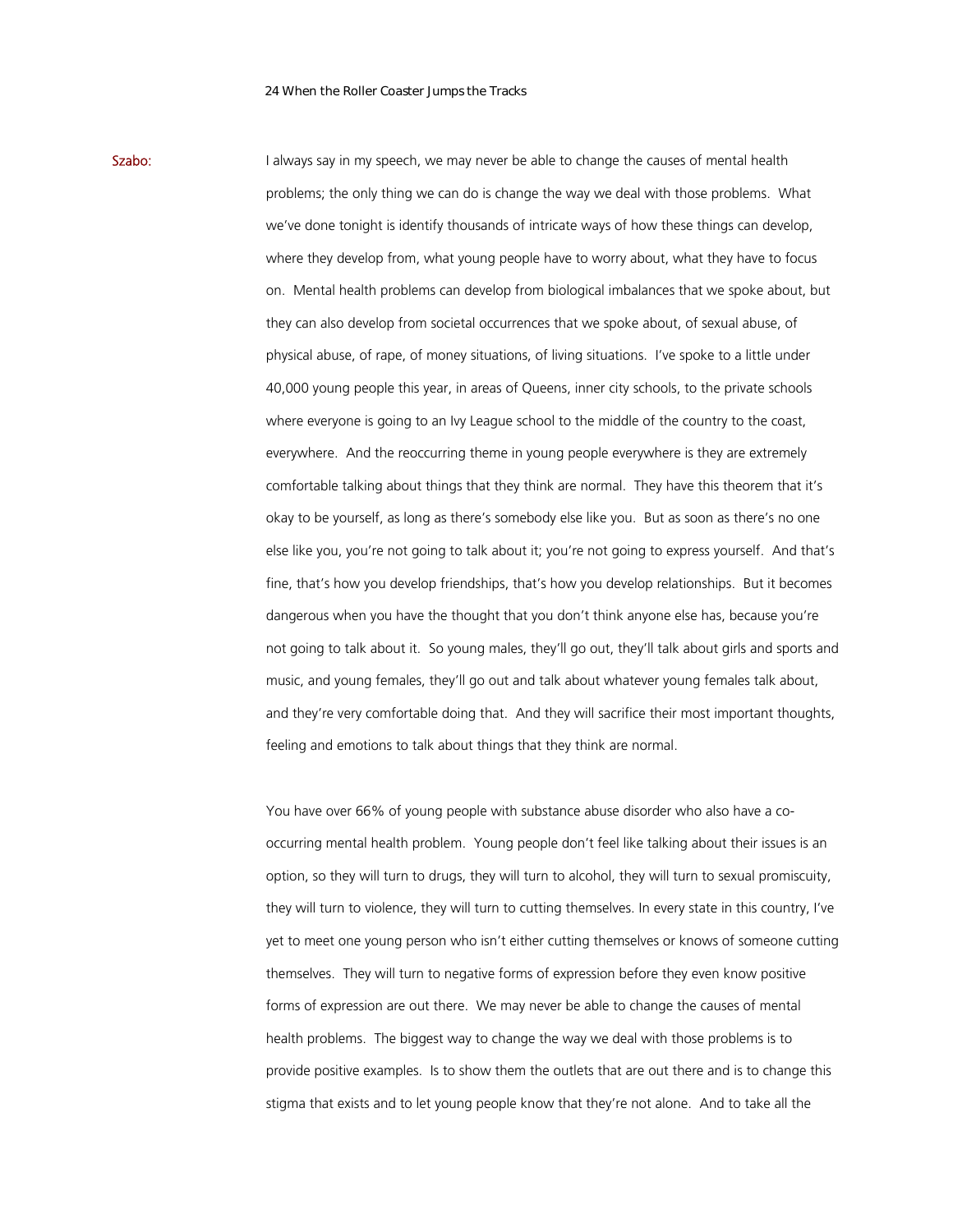**Szabo:** I always say in my speech, we may never be able to change the causes of mental health problems; the only thing we can do is change the way we deal with those problems. What we've done tonight is identify thousands of intricate ways of how these things can develop, where they develop from, what young people have to worry about, what they have to focus on. Mental health problems can develop from biological imbalances that we spoke about, but they can also develop from societal occurrences that we spoke about, of sexual abuse, of physical abuse, of rape, of money situations, of living situations. I've spoke to a little under 40,000 young people this year, in areas of Queens, inner city schools, to the private schools where everyone is going to an Ivy League school to the middle of the country to the coast, everywhere. And the reoccurring theme in young people everywhere is they are extremely comfortable talking about things that they think are normal. They have this theorem that it's okay to be yourself, as long as there's somebody else like you. But as soon as there's no one else like you, you're not going to talk about it; you're not going to express yourself. And that's fine, that's how you develop friendships, that's how you develop relationships. But it becomes dangerous when you have the thought that you don't think anyone else has, because you're not going to talk about it. So young males, they'll go out, they'll talk about girls and sports and music, and young females, they'll go out and talk about whatever young females talk about, and they're very comfortable doing that. And they will sacrifice their most important thoughts, feeling and emotions to talk about things that they think are normal.

You have over 66% of young people with substance abuse disorder who also have a co-occurring mental health problem. Young people don't feel like talking about their issues is an option, so they will turn to drugs, they will turn to alcohol, they will turn to sexual promiscuity, they will turn to violence, they will turn to cutting themselves. In every state in this country, I've yet to meet one young person who isn't either cutting themselves or knows of someone cutting themselves. They will turn to negative forms of expression before they even know positive forms of expression are out there. We may never be able to change the causes of mental health problems. The biggest way to change the way we deal with those problems is to provide positive examples. Is to show them the outlets that are out there and is to change this stigma that exists and to let young people know that they're not alone. And to take all the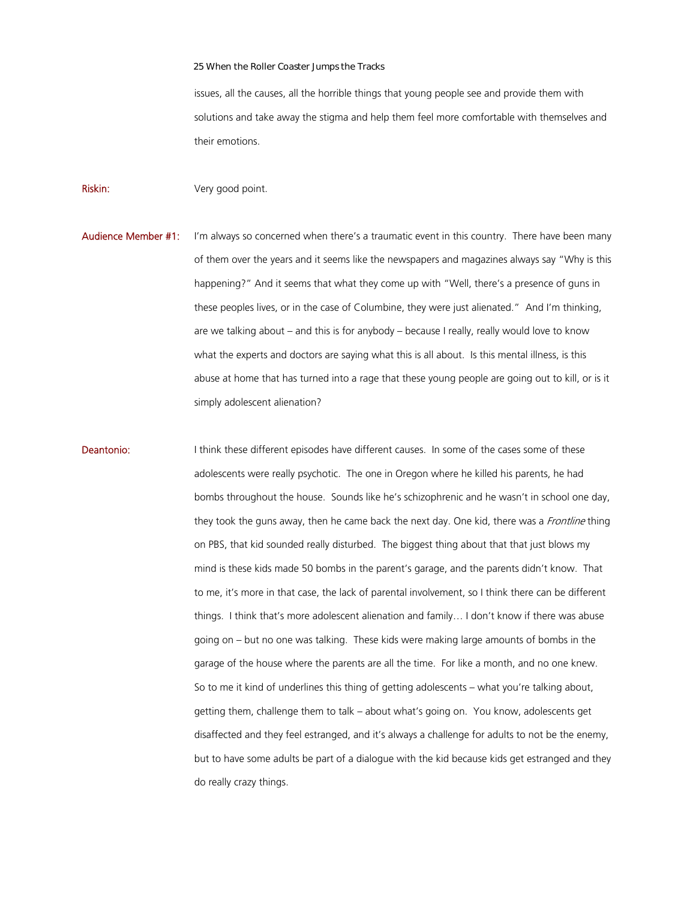issues, all the causes, all the horrible things that young people see and provide them with solutions and take away the stigma and help them feel more comfortable with themselves and their emotions.

**Riskin:** Very good point.

**Audience Member #1:** I'm always so concerned when there's a traumatic event in this country. There have been many of them over the years and it seems like the newspapers and magazines always say "Why is this happening?" And it seems that what they come up with "Well, there's a presence of guns in these peoples lives, or in the case of Columbine, they were just alienated." And I'm thinking, are we talking about – and this is for anybody – because I really, really would love to know what the experts and doctors are saying what this is all about. Is this mental illness, is this abuse at home that has turned into a rage that these young people are going out to kill, or is it simply adolescent alienation?

**Deantonio:** I think these different episodes have different causes. In some of the cases some of these adolescents were really psychotic. The one in Oregon where he killed his parents, he had bombs throughout the house. Sounds like he's schizophrenic and he wasn't in school one day, they took the guns away, then he came back the next day. One kid, there was a *Frontline* thing on PBS, that kid sounded really disturbed. The biggest thing about that that just blows my mind is these kids made 50 bombs in the parent's garage, and the parents didn't know. That to me, it's more in that case, the lack of parental involvement, so I think there can be different things. I think that's more adolescent alienation and family… I don't know if there was abuse going on – but no one was talking. These kids were making large amounts of bombs in the garage of the house where the parents are all the time. For like a month, and no one knew. So to me it kind of underlines this thing of getting adolescents – what you're talking about, getting them, challenge them to talk – about what's going on. You know, adolescents get disaffected and they feel estranged, and it's always a challenge for adults to not be the enemy, but to have some adults be part of a dialogue with the kid because kids get estranged and they do really crazy things.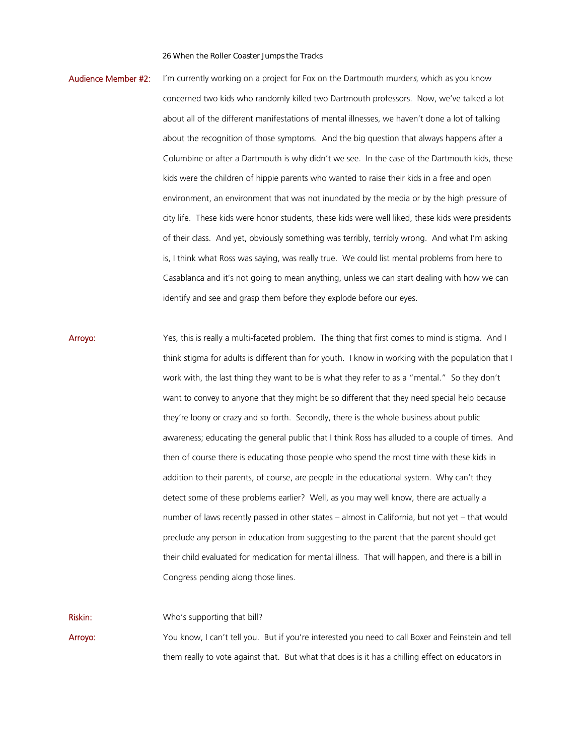**Audience Member #2:** I'm currently working on a project for Fox on the Dartmouth murder*s*, which as you know concerned two kids who randomly killed two Dartmouth professors. Now, we've talked a lot about all of the different manifestations of mental illnesses, we haven't done a lot of talking about the recognition of those symptoms. And the big question that always happens after a Columbine or after a Dartmouth is why didn't we see. In the case of the Dartmouth kids, these kids were the children of hippie parents who wanted to raise their kids in a free and open environment, an environment that was not inundated by the media or by the high pressure of city life. These kids were honor students, these kids were well liked, these kids were presidents of their class. And yet, obviously something was terribly, terribly wrong. And what I'm asking is, I think what Ross was saying, was really true. We could list mental problems from here to Casablanca and it's not going to mean anything, unless we can start dealing with how we can identify and see and grasp them before they explode before our eyes.

**Arroyo:** Yes, this is really a multi-faceted problem. The thing that first comes to mind is stigma. And I think stigma for adults is different than for youth. I know in working with the population that I work with, the last thing they want to be is what they refer to as a "mental." So they don't want to convey to anyone that they might be so different that they need special help because they're loony or crazy and so forth. Secondly, there is the whole business about public awareness; educating the general public that I think Ross has alluded to a couple of times. And then of course there is educating those people who spend the most time with these kids in addition to their parents, of course, are people in the educational system. Why can't they detect some of these problems earlier? Well, as you may well know, there are actually a number of laws recently passed in other states – almost in California, but not yet – that would preclude any person in education from suggesting to the parent that the parent should get their child evaluated for medication for mental illness. That will happen, and there is a bill in Congress pending along those lines.

**Riskin:** Who's supporting that bill?

**Arroyo:** You know, I can't tell you. But if you're interested you need to call Boxer and Feinstein and tell them really to vote against that. But what that does is it has a chilling effect on educators in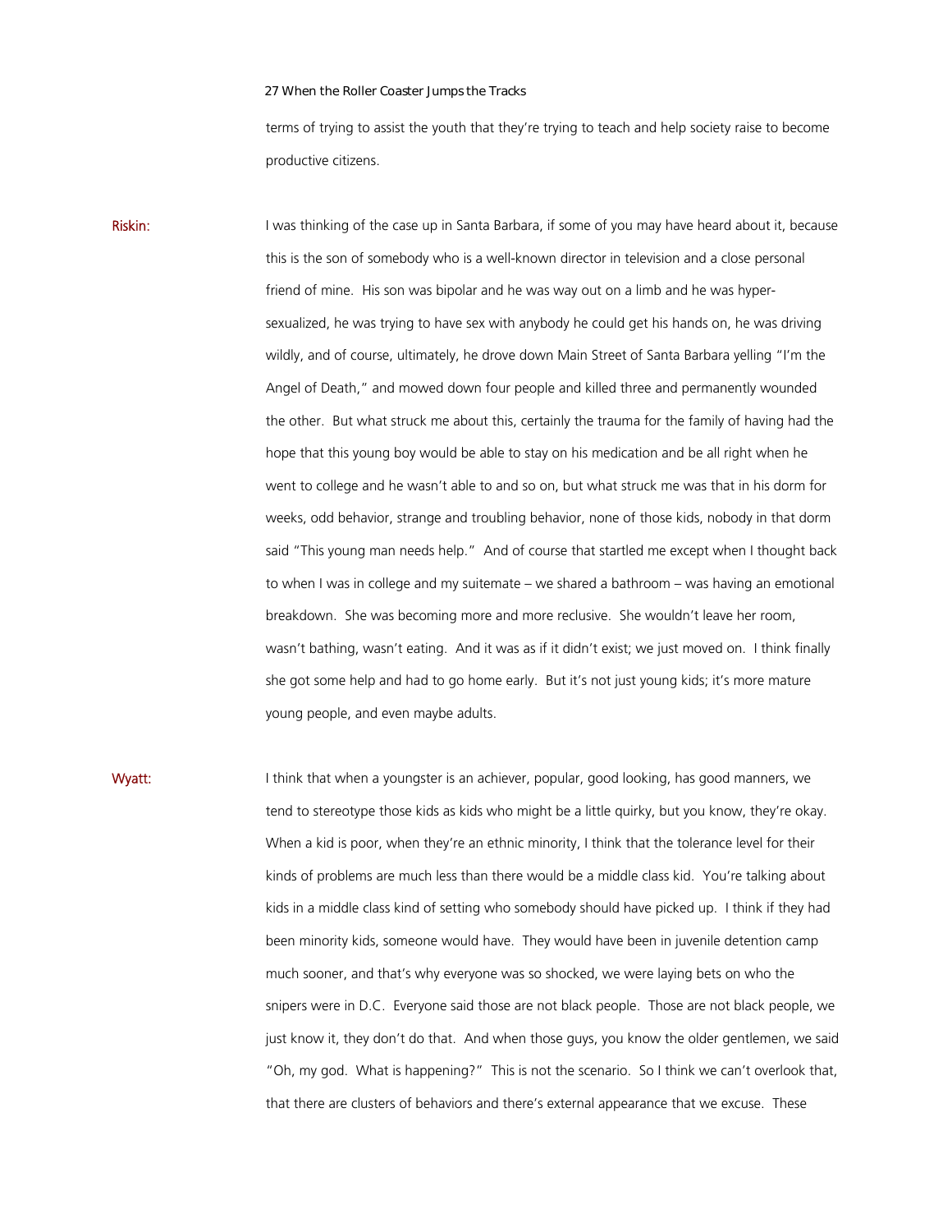terms of trying to assist the youth that they're trying to teach and help society raise to become productive citizens.

**Riskin:** I was thinking of the case up in Santa Barbara, if some of you may have heard about it, because this is the son of somebody who is a well-known director in television and a close personal friend of mine. His son was bipolar and he was way out on a limb and he was hyper-sexualized, he was trying to have sex with anybody he could get his hands on, he was driving wildly, and of course, ultimately, he drove down Main Street of Santa Barbara yelling "I'm the Angel of Death," and mowed down four people and killed three and permanently wounded the other. But what struck me about this, certainly the trauma for the family of having had the hope that this young boy would be able to stay on his medication and be all right when he went to college and he wasn't able to and so on, but what struck me was that in his dorm for weeks, odd behavior, strange and troubling behavior, none of those kids, nobody in that dorm said "This young man needs help." And of course that startled me except when I thought back to when I was in college and my suitemate – we shared a bathroom – was having an emotional breakdown. She was becoming more and more reclusive. She wouldn't leave her room, wasn't bathing, wasn't eating. And it was as if it didn't exist; we just moved on. I think finally she got some help and had to go home early. But it's not just young kids; it's more mature young people, and even maybe adults.

**Wyatt:** I think that when a youngster is an achiever, popular, good looking, has good manners, we tend to stereotype those kids as kids who might be a little quirky, but you know, they're okay. When a kid is poor, when they're an ethnic minority, I think that the tolerance level for their kinds of problems are much less than there would be a middle class kid. You're talking about kids in a middle class kind of setting who somebody should have picked up. I think if they had been minority kids, someone would have. They would have been in juvenile detention camp much sooner, and that's why everyone was so shocked, we were laying bets on who the snipers were in D.C. Everyone said those are not black people. Those are not black people, we just know it, they don't do that. And when those guys, you know the older gentlemen, we said "Oh, my god. What is happening?" This is not the scenario. So I think we can't overlook that, that there are clusters of behaviors and there's external appearance that we excuse. These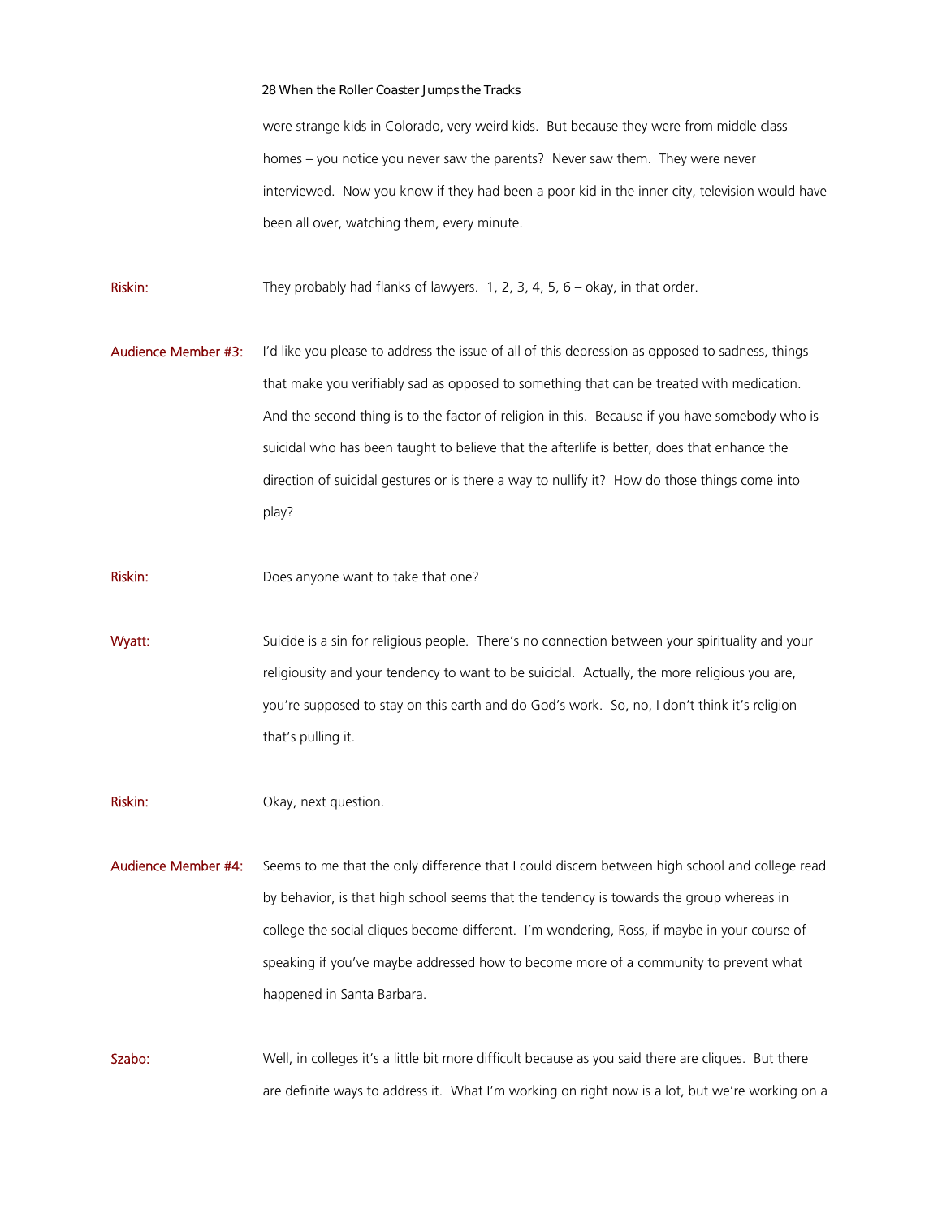were strange kids in Colorado, very weird kids. But because they were from middle class homes – you notice you never saw the parents? Never saw them. They were never interviewed. Now you know if they had been a poor kid in the inner city, television would have been all over, watching them, every minute.

**Riskin:** They probably had flanks of lawyers. 1, 2, 3, 4, 5, 6 – okay, in that order.

**Audience Member #3:** I'd like you please to address the issue of all of this depression as opposed to sadness, things that make you verifiably sad as opposed to something that can be treated with medication. And the second thing is to the factor of religion in this. Because if you have somebody who is suicidal who has been taught to believe that the afterlife is better, does that enhance the direction of suicidal gestures or is there a way to nullify it? How do those things come into play?

**Riskin:** Does anyone want to take that one?

**Wyatt:** Suicide is a sin for religious people. There's no connection between your spirituality and your religiousity and your tendency to want to be suicidal. Actually, the more religious you are, you're supposed to stay on this earth and do God's work. So, no, I don't think it's religion that's pulling it.

**Riskin:** Okay, next question.

**Audience Member #4:** Seems to me that the only difference that I could discern between high school and college read by behavior, is that high school seems that the tendency is towards the group whereas in college the social cliques become different. I'm wondering, Ross, if maybe in your course of speaking if you've maybe addressed how to become more of a community to prevent what happened in Santa Barbara.

**Szabo:** Well, in colleges it's a little bit more difficult because as you said there are cliques. But there are definite ways to address it. What I'm working on right now is a lot, but we're working on a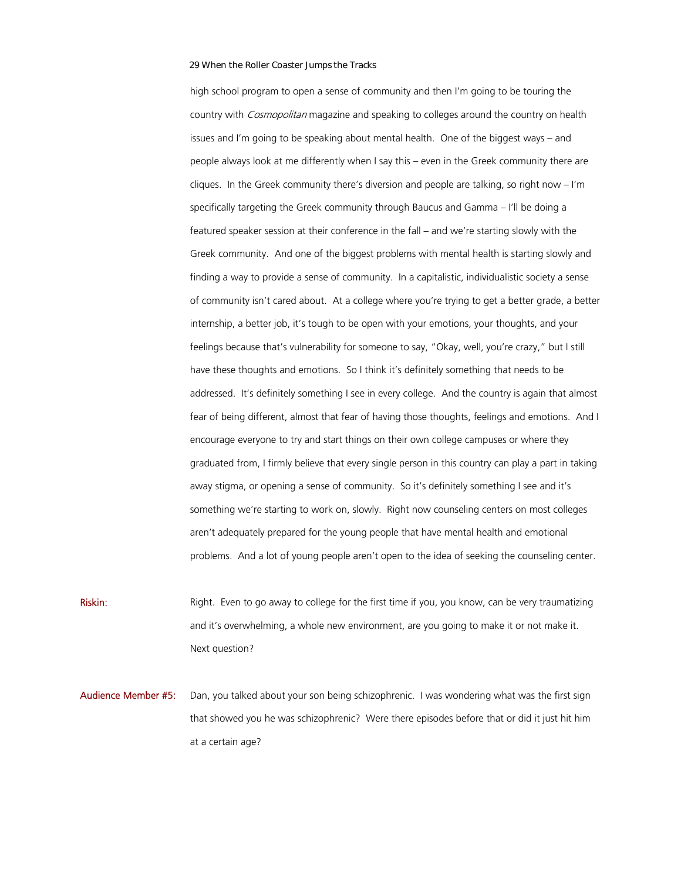high school program to open a sense of community and then I'm going to be touring the country with *Cosmopolitan* magazine and speaking to colleges around the country on health issues and I'm going to be speaking about mental health. One of the biggest ways – and people always look at me differently when I say this – even in the Greek community there are cliques. In the Greek community there's diversion and people are talking, so right now – I'm specifically targeting the Greek community through Baucus and Gamma – I'll be doing a featured speaker session at their conference in the fall – and we're starting slowly with the Greek community. And one of the biggest problems with mental health is starting slowly and finding a way to provide a sense of community. In a capitalistic, individualistic society a sense of community isn't cared about. At a college where you're trying to get a better grade, a better internship, a better job, it's tough to be open with your emotions, your thoughts, and your feelings because that's vulnerability for someone to say, "Okay, well, you're crazy," but I still have these thoughts and emotions. So I think it's definitely something that needs to be addressed. It's definitely something I see in every college. And the country is again that almost fear of being different, almost that fear of having those thoughts, feelings and emotions. And I encourage everyone to try and start things on their own college campuses or where they graduated from, I firmly believe that every single person in this country can play a part in taking away stigma, or opening a sense of community. So it's definitely something I see and it's something we're starting to work on, slowly. Right now counseling centers on most colleges aren't adequately prepared for the young people that have mental health and emotional problems. And a lot of young people aren't open to the idea of seeking the counseling center.

**Riskin:** Right. Even to go away to college for the first time if you, you know, can be very traumatizing and it's overwhelming, a whole new environment, are you going to make it or not make it. Next question?

**Audience Member #5:** Dan, you talked about your son being schizophrenic. I was wondering what was the first sign that showed you he was schizophrenic? Were there episodes before that or did it just hit him at a certain age?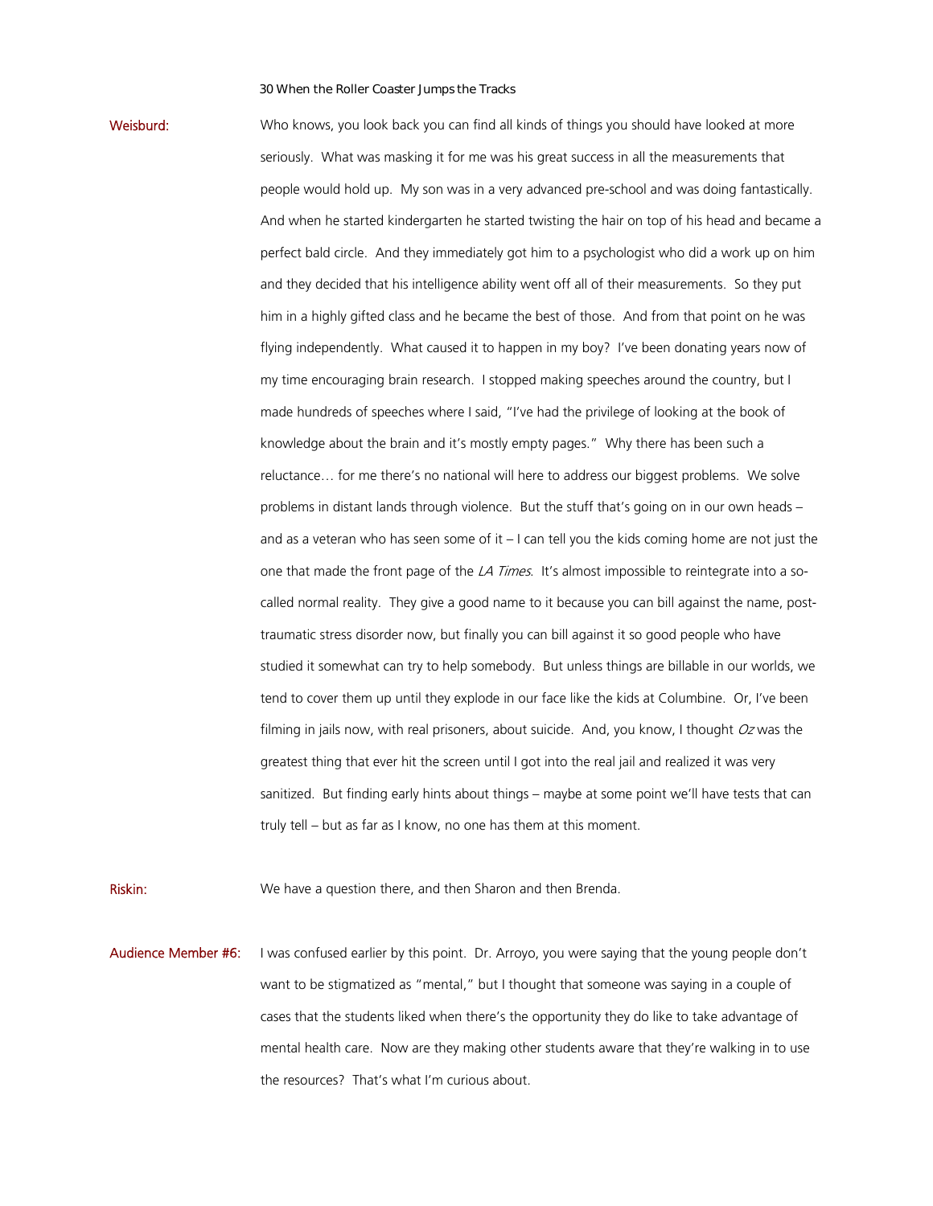**Weisburd:** Who knows, you look back you can find all kinds of things you should have looked at more seriously. What was masking it for me was his great success in all the measurements that people would hold up. My son was in a very advanced pre-school and was doing fantastically. And when he started kindergarten he started twisting the hair on top of his head and became a perfect bald circle. And they immediately got him to a psychologist who did a work up on him and they decided that his intelligence ability went off all of their measurements. So they put him in a highly gifted class and he became the best of those. And from that point on he was flying independently. What caused it to happen in my boy? I've been donating years now of my time encouraging brain research. I stopped making speeches around the country, but I made hundreds of speeches where I said, "I've had the privilege of looking at the book of knowledge about the brain and it's mostly empty pages." Why there has been such a reluctance… for me there's no national will here to address our biggest problems. We solve problems in distant lands through violence. But the stuff that's going on in our own heads – and as a veteran who has seen some of it – I can tell you the kids coming home are not just the one that made the front page of the *LA Times*. It's almost impossible to reintegrate into a so-called normal reality. They give a good name to it because you can bill against the name, post-traumatic stress disorder now, but finally you can bill against it so good people who have studied it somewhat can try to help somebody. But unless things are billable in our worlds, we tend to cover them up until they explode in our face like the kids at Columbine. Or, I've been filming in jails now, with real prisoners, about suicide. And, you know, I thought *Oz* was the greatest thing that ever hit the screen until I got into the real jail and realized it was very sanitized. But finding early hints about things – maybe at some point we'll have tests that can truly tell – but as far as I know, no one has them at this moment.

**Riskin:** We have a question there, and then Sharon and then Brenda.

**Audience Member #6:** I was confused earlier by this point. Dr. Arroyo, you were saying that the young people don't want to be stigmatized as "mental," but I thought that someone was saying in a couple of cases that the students liked when there's the opportunity they do like to take advantage of mental health care. Now are they making other students aware that they're walking in to use the resources? That's what I'm curious about.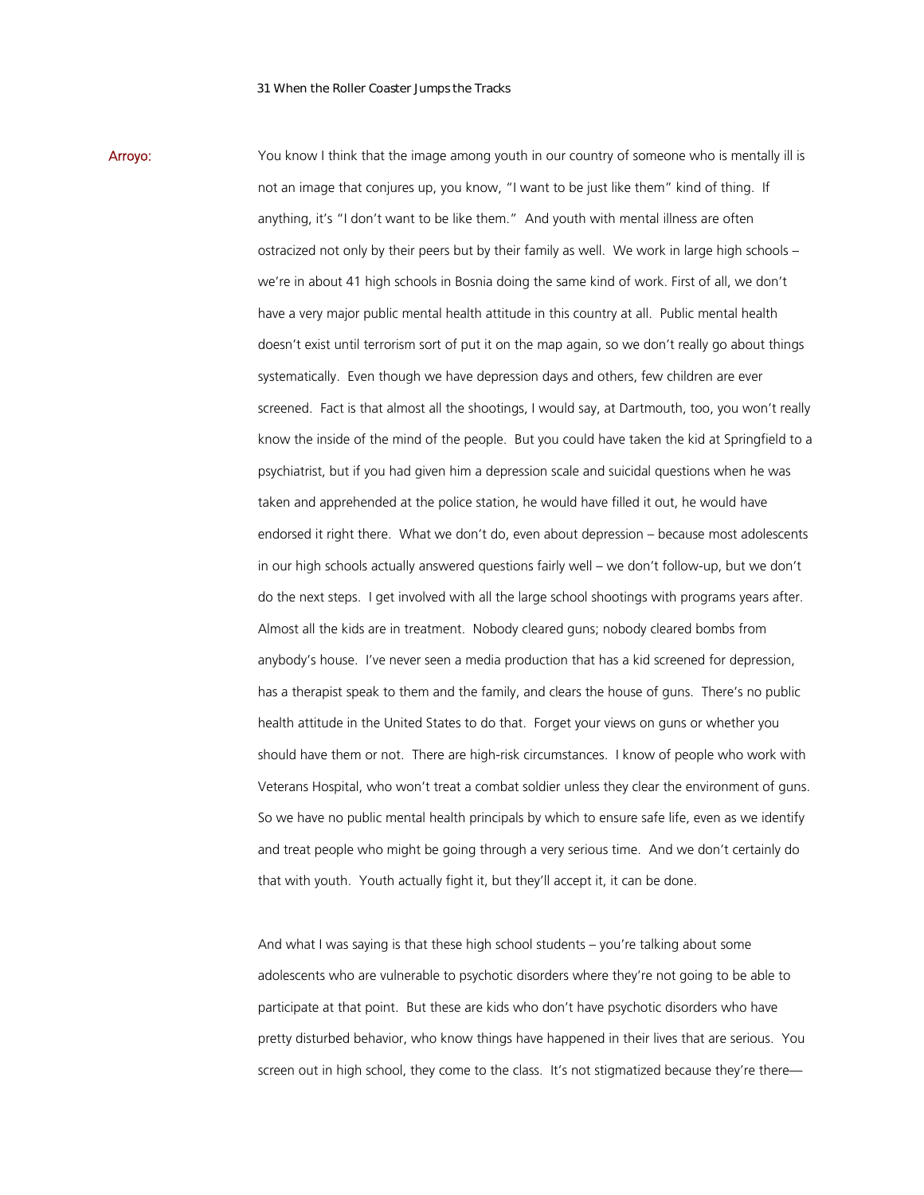**Arroyo:** You know I think that the image among youth in our country of someone who is mentally ill is not an image that conjures up, you know, "I want to be just like them" kind of thing. If anything, it's "I don't want to be like them." And youth with mental illness are often ostracized not only by their peers but by their family as well. We work in large high schools – we're in about 41 high schools in Bosnia doing the same kind of work. First of all, we don't have a very major public mental health attitude in this country at all. Public mental health doesn't exist until terrorism sort of put it on the map again, so we don't really go about things systematically. Even though we have depression days and others, few children are ever screened. Fact is that almost all the shootings, I would say, at Dartmouth, too, you won't really know the inside of the mind of the people. But you could have taken the kid at Springfield to a psychiatrist, but if you had given him a depression scale and suicidal questions when he was taken and apprehended at the police station, he would have filled it out, he would have endorsed it right there. What we don't do, even about depression – because most adolescents in our high schools actually answered questions fairly well – we don't follow-up, but we don't do the next steps. I get involved with all the large school shootings with programs years after. Almost all the kids are in treatment. Nobody cleared guns; nobody cleared bombs from anybody's house. I've never seen a media production that has a kid screened for depression, has a therapist speak to them and the family, and clears the house of guns. There's no public health attitude in the United States to do that. Forget your views on guns or whether you should have them or not. There are high-risk circumstances. I know of people who work with Veterans Hospital, who won't treat a combat soldier unless they clear the environment of guns. So we have no public mental health principals by which to ensure safe life, even as we identify and treat people who might be going through a very serious time. And we don't certainly do that with youth. Youth actually fight it, but they'll accept it, it can be done.

And what I was saying is that these high school students – you're talking about some adolescents who are vulnerable to psychotic disorders where they're not going to be able to participate at that point. But these are kids who don't have psychotic disorders who have pretty disturbed behavior, who know things have happened in their lives that are serious. You screen out in high school, they come to the class. It's not stigmatized because they're there—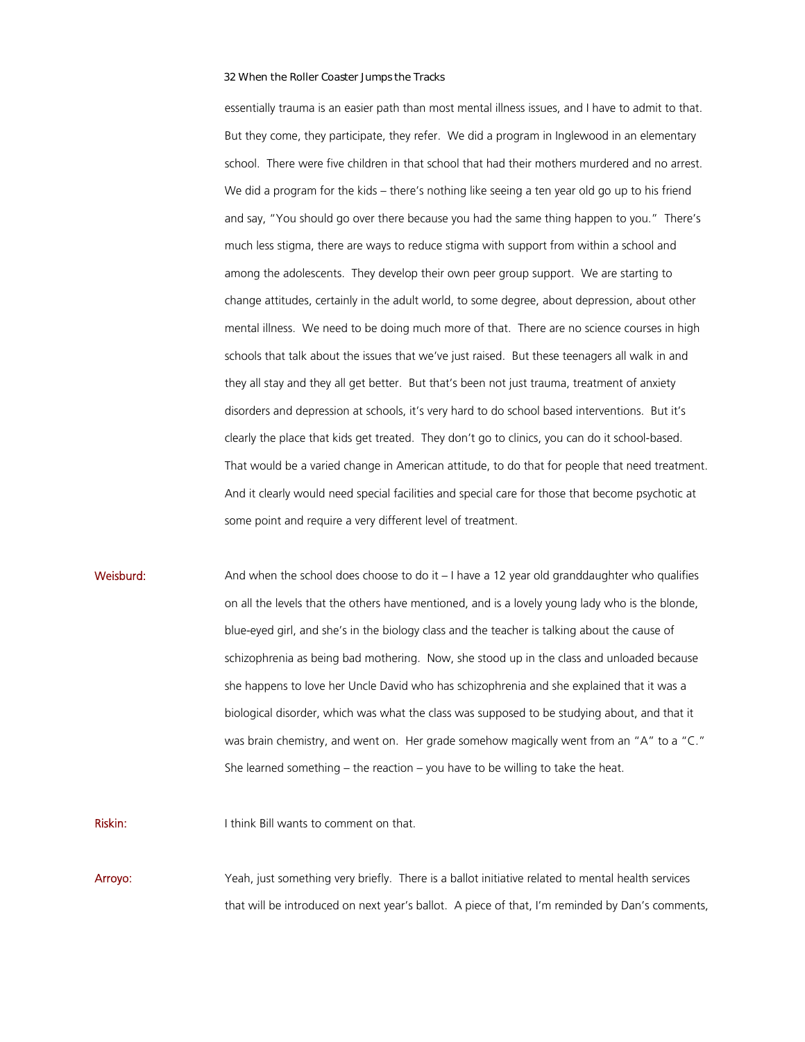essentially trauma is an easier path than most mental illness issues, and I have to admit to that. But they come, they participate, they refer. We did a program in Inglewood in an elementary school. There were five children in that school that had their mothers murdered and no arrest. We did a program for the kids – there's nothing like seeing a ten year old go up to his friend and say, "You should go over there because you had the same thing happen to you." There's much less stigma, there are ways to reduce stigma with support from within a school and among the adolescents. They develop their own peer group support. We are starting to change attitudes, certainly in the adult world, to some degree, about depression, about other mental illness. We need to be doing much more of that. There are no science courses in high schools that talk about the issues that we've just raised. But these teenagers all walk in and they all stay and they all get better. But that's been not just trauma, treatment of anxiety disorders and depression at schools, it's very hard to do school based interventions. But it's clearly the place that kids get treated. They don't go to clinics, you can do it school-based. That would be a varied change in American attitude, to do that for people that need treatment. And it clearly would need special facilities and special care for those that become psychotic at some point and require a very different level of treatment.

**Weisburd:** And when the school does choose to do it – I have a 12 year old granddaughter who qualifies on all the levels that the others have mentioned, and is a lovely young lady who is the blonde, blue-eyed girl, and she's in the biology class and the teacher is talking about the cause of schizophrenia as being bad mothering. Now, she stood up in the class and unloaded because she happens to love her Uncle David who has schizophrenia and she explained that it was a biological disorder, which was what the class was supposed to be studying about, and that it was brain chemistry, and went on. Her grade somehow magically went from an "A" to a "C." She learned something – the reaction – you have to be willing to take the heat.

**Riskin:** I think Bill wants to comment on that.

**Arroyo:** Yeah, just something very briefly. There is a ballot initiative related to mental health services that will be introduced on next year's ballot. A piece of that, I'm reminded by Dan's comments,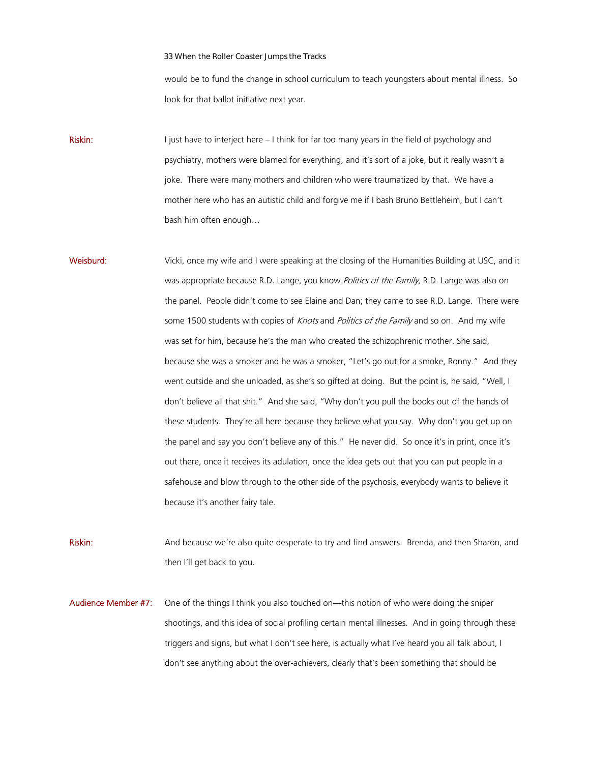would be to fund the change in school curriculum to teach youngsters about mental illness. So look for that ballot initiative next year.

**Riskin:** I just have to interject here – I think for far too many years in the field of psychology and psychiatry, mothers were blamed for everything, and it's sort of a joke, but it really wasn't a joke. There were many mothers and children who were traumatized by that. We have a mother here who has an autistic child and forgive me if I bash Bruno Bettleheim, but I can't bash him often enough…

**Weisburd:** Vicki, once my wife and I were speaking at the closing of the Humanities Building at USC, and it was appropriate because R.D. Lange, you know *Politics of the Family*, R.D. Lange was also on the panel. People didn't come to see Elaine and Dan; they came to see R.D. Lange. There were some 1500 students with copies of *Knots* and *Politics of the Family* and so on. And my wife was set for him, because he's the man who created the schizophrenic mother. She said, because she was a smoker and he was a smoker, "Let's go out for a smoke, Ronny." And they went outside and she unloaded, as she's so gifted at doing. But the point is, he said, "Well, I don't believe all that shit." And she said, "Why don't you pull the books out of the hands of these students. They're all here because they believe what you say. Why don't you get up on the panel and say you don't believe any of this." He never did. So once it's in print, once it's out there, once it receives its adulation, once the idea gets out that you can put people in a safehouse and blow through to the other side of the psychosis, everybody wants to believe it because it's another fairy tale.

**Riskin:** And because we're also quite desperate to try and find answers. Brenda, and then Sharon, and then I'll get back to you.

**Audience Member #7:** One of the things I think you also touched on—this notion of who were doing the sniper shootings, and this idea of social profiling certain mental illnesses. And in going through these triggers and signs, but what I don't see here, is actually what I've heard you all talk about, I don't see anything about the over-achievers, clearly that's been something that should be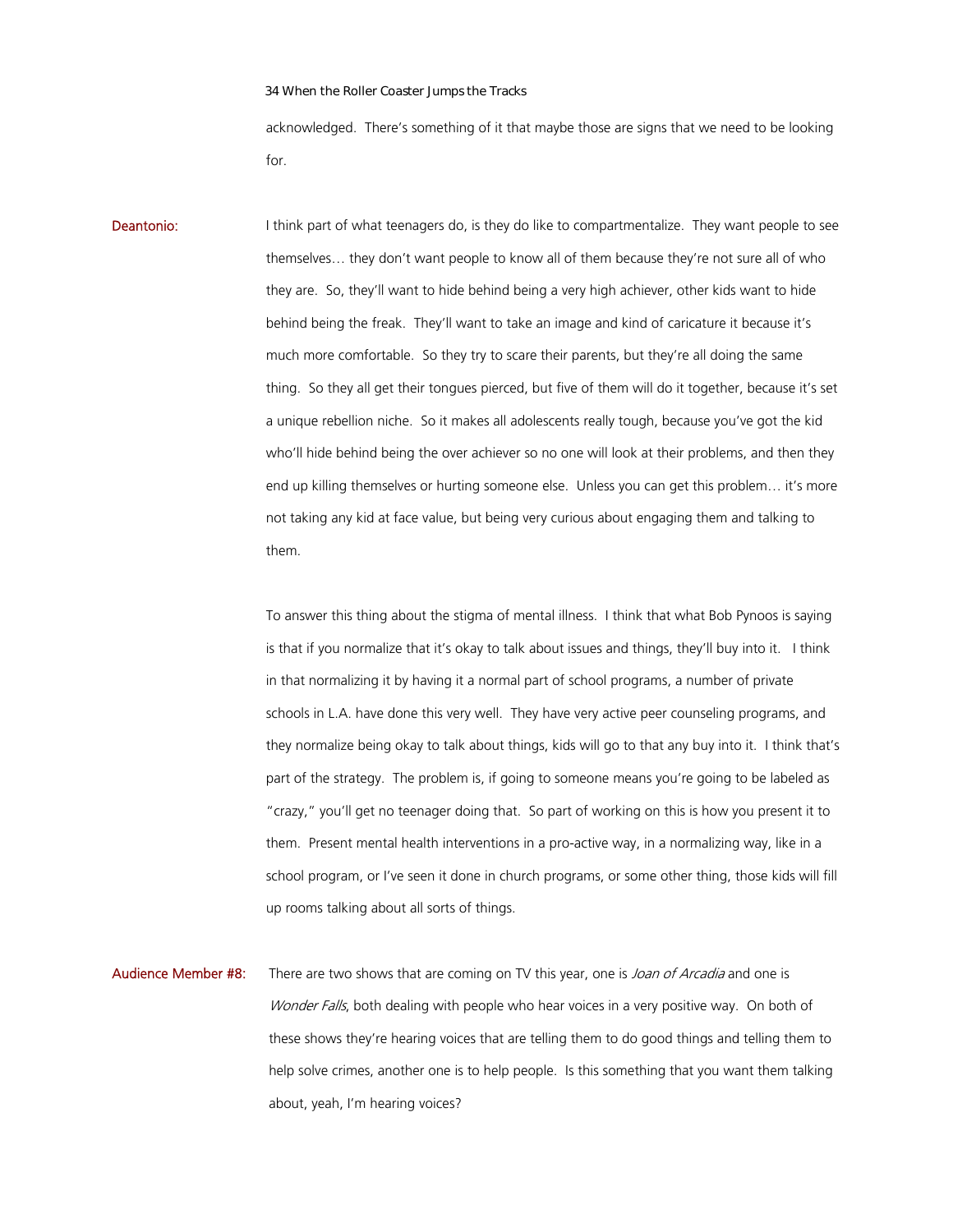acknowledged. There's something of it that maybe those are signs that we need to be looking for.

**Deantonio:** I think part of what teenagers do, is they do like to compartmentalize. They want people to see themselves… they don't want people to know all of them because they're not sure all of who they are. So, they'll want to hide behind being a very high achiever, other kids want to hide behind being the freak. They'll want to take an image and kind of caricature it because it's much more comfortable. So they try to scare their parents, but they're all doing the same thing. So they all get their tongues pierced, but five of them will do it together, because it's set a unique rebellion niche. So it makes all adolescents really tough, because you've got the kid who'll hide behind being the over achiever so no one will look at their problems, and then they end up killing themselves or hurting someone else. Unless you can get this problem… it's more not taking any kid at face value, but being very curious about engaging them and talking to them.

To answer this thing about the stigma of mental illness. I think that what Bob Pynoos is saying is that if you normalize that it's okay to talk about issues and things, they'll buy into it. I think in that normalizing it by having it a normal part of school programs, a number of private schools in L.A. have done this very well. They have very active peer counseling programs, and they normalize being okay to talk about things, kids will go to that any buy into it. I think that's part of the strategy. The problem is, if going to someone means you're going to be labeled as "crazy," you'll get no teenager doing that. So part of working on this is how you present it to them. Present mental health interventions in a pro-active way, in a normalizing way, like in a school program, or I've seen it done in church programs, or some other thing, those kids will fill up rooms talking about all sorts of things.

**Audience Member #8:** There are two shows that are coming on TV this year, one is *Joan of Arcadia* and one is *Wonder Falls*, both dealing with people who hear voices in a very positive way. On both of these shows they're hearing voices that are telling them to do good things and telling them to help solve crimes, another one is to help people. Is this something that you want them talking about, yeah, I'm hearing voices?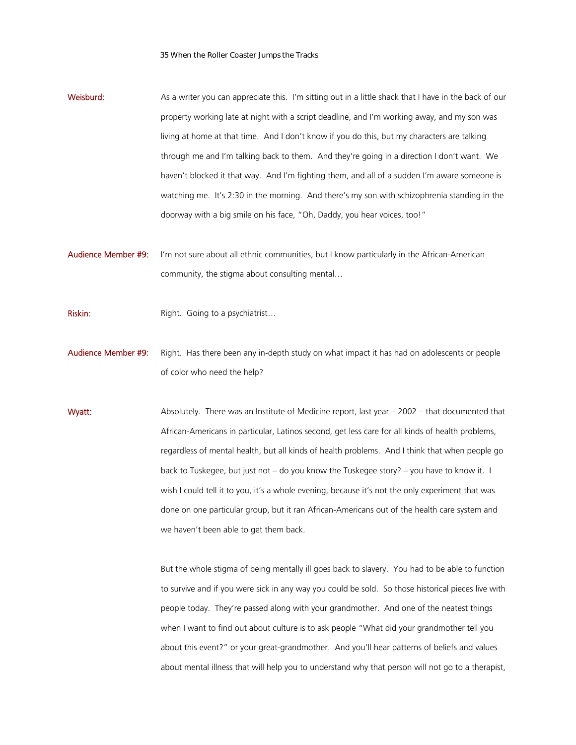**Weisburd:** As a writer you can appreciate this. I'm sitting out in a little shack that I have in the back of our property working late at night with a script deadline, and I'm working away, and my son was living at home at that time. And I don't know if you do this, but my characters are talking through me and I'm talking back to them. And they're going in a direction I don't want. We haven't blocked it that way. And I'm fighting them, and all of a sudden I'm aware someone is watching me. It's 2:30 in the morning. And there's my son with schizophrenia standing in the doorway with a big smile on his face, "Oh, Daddy, you hear voices, too!"

**Audience Member #9:** I'm not sure about all ethnic communities, but I know particularly in the African-American community, the stigma about consulting mental…

**Riskin:** Right. Going to a psychiatrist…

**Audience Member #9:** Right. Has there been any in-depth study on what impact it has had on adolescents or people of color who need the help?

**Wyatt:** Absolutely. There was an Institute of Medicine report, last year – 2002 – that documented that African-Americans in particular, Latinos second, get less care for all kinds of health problems, regardless of mental health, but all kinds of health problems. And I think that when people go back to Tuskegee, but just not – do you know the Tuskegee story? – you have to know it. I wish I could tell it to you, it's a whole evening, because it's not the only experiment that was done on one particular group, but it ran African-Americans out of the health care system and we haven't been able to get them back.

But the whole stigma of being mentally ill goes back to slavery. You had to be able to function to survive and if you were sick in any way you could be sold. So those historical pieces live with people today. They're passed along with your grandmother. And one of the neatest things when I want to find out about culture is to ask people "What did your grandmother tell you about this event?" or your great-grandmother. And you'll hear patterns of beliefs and values about mental illness that will help you to understand why that person will not go to a therapist,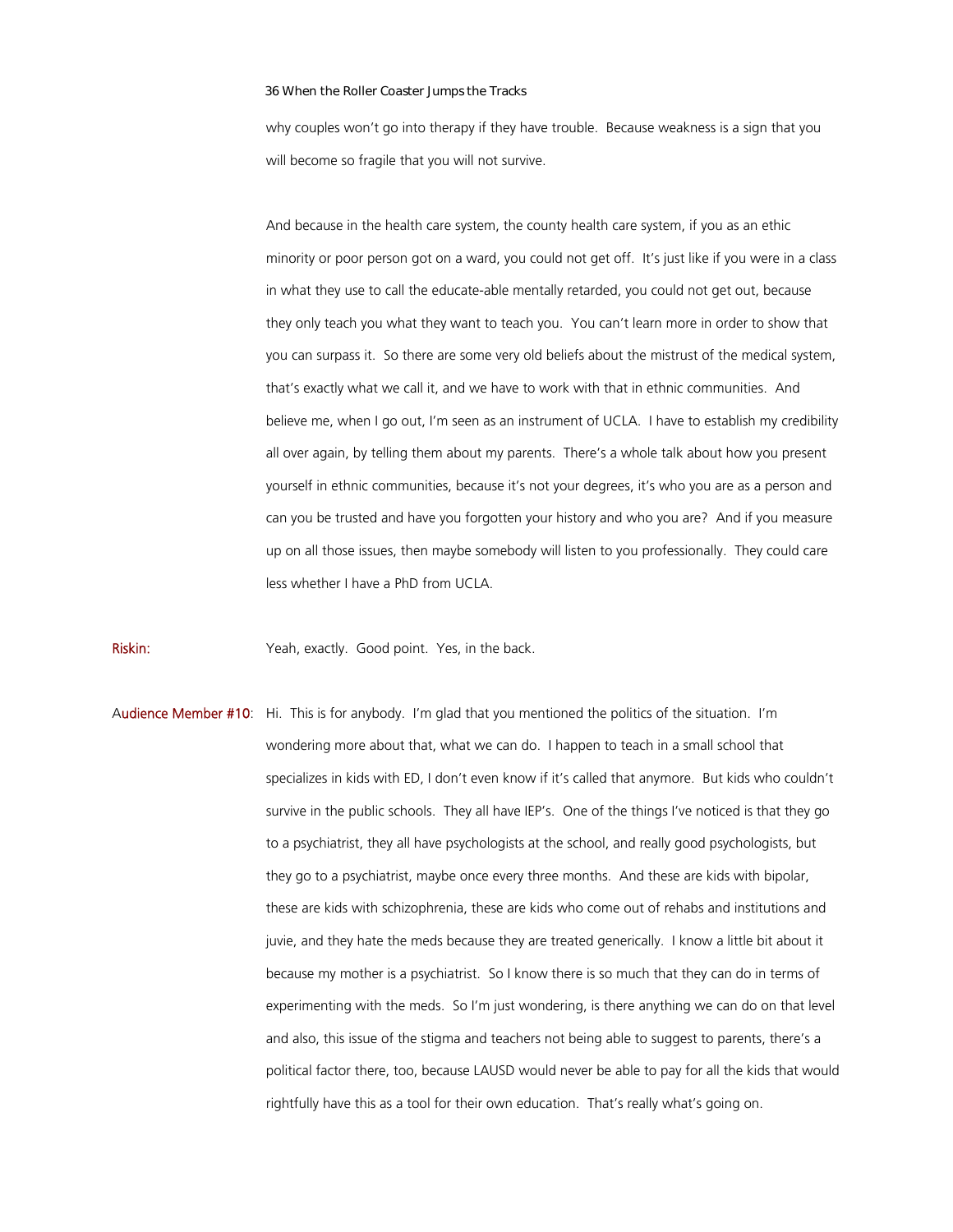why couples won't go into therapy if they have trouble. Because weakness is a sign that you will become so fragile that you will not survive.

And because in the health care system, the county health care system, if you as an ethic minority or poor person got on a ward, you could not get off. It's just like if you were in a class in what they use to call the educate-able mentally retarded, you could not get out, because they only teach you what they want to teach you. You can't learn more in order to show that you can surpass it. So there are some very old beliefs about the mistrust of the medical system, that's exactly what we call it, and we have to work with that in ethnic communities. And believe me, when I go out, I'm seen as an instrument of UCLA. I have to establish my credibility all over again, by telling them about my parents. There's a whole talk about how you present yourself in ethnic communities, because it's not your degrees, it's who you are as a person and can you be trusted and have you forgotten your history and who you are? And if you measure up on all those issues, then maybe somebody will listen to you professionally. They could care less whether I have a PhD from UCLA.

**Riskin:** Yeah, exactly. Good point. Yes, in the back.

**Audience Member #10:** Hi. This is for anybody. I'm glad that you mentioned the politics of the situation. I'm wondering more about that, what we can do. I happen to teach in a small school that specializes in kids with ED, I don't even know if it's called that anymore. But kids who couldn't survive in the public schools. They all have IEP's. One of the things I've noticed is that they go to a psychiatrist, they all have psychologists at the school, and really good psychologists, but they go to a psychiatrist, maybe once every three months. And these are kids with bipolar, these are kids with schizophrenia, these are kids who come out of rehabs and institutions and juvie, and they hate the meds because they are treated generically. I know a little bit about it because my mother is a psychiatrist. So I know there is so much that they can do in terms of experimenting with the meds. So I'm just wondering, is there anything we can do on that level and also, this issue of the stigma and teachers not being able to suggest to parents, there's a political factor there, too, because LAUSD would never be able to pay for all the kids that would rightfully have this as a tool for their own education. That's really what's going on.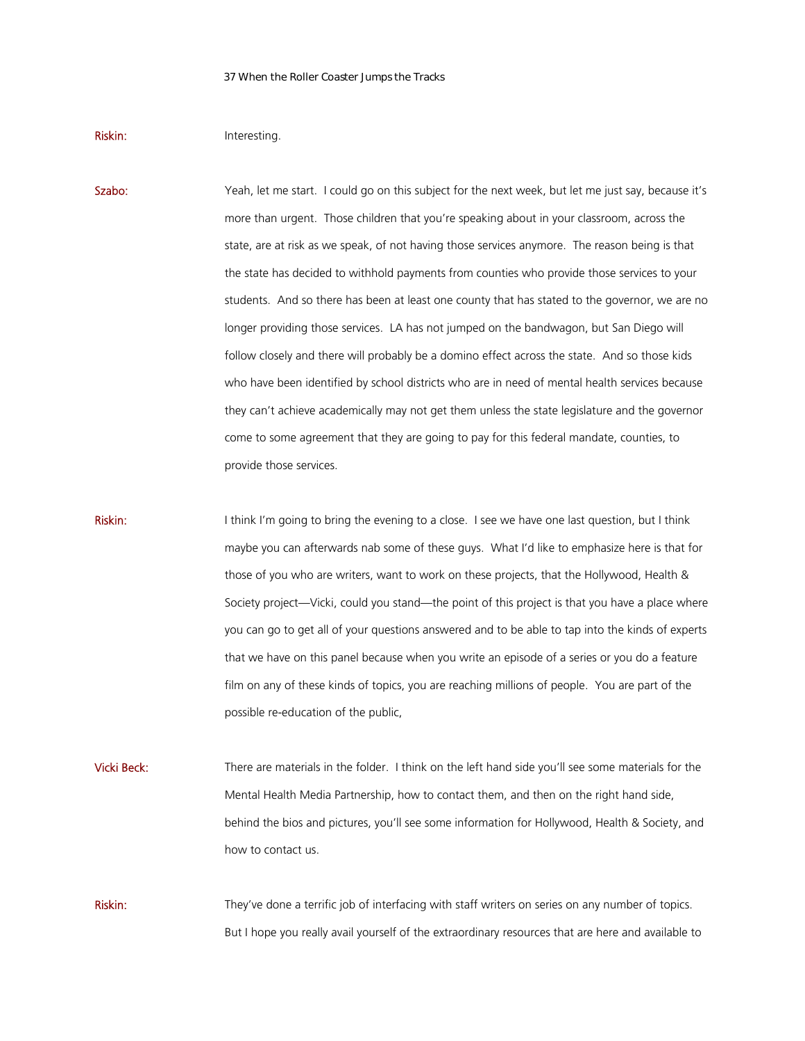**Riskin:** Interesting.

**Szabo:** Yeah, let me start. I could go on this subject for the next week, but let me just say, because it's more than urgent. Those children that you're speaking about in your classroom, across the state, are at risk as we speak, of not having those services anymore. The reason being is that the state has decided to withhold payments from counties who provide those services to your students. And so there has been at least one county that has stated to the governor, we are no longer providing those services. LA has not jumped on the bandwagon, but San Diego will follow closely and there will probably be a domino effect across the state. And so those kids who have been identified by school districts who are in need of mental health services because they can't achieve academically may not get them unless the state legislature and the governor come to some agreement that they are going to pay for this federal mandate, counties, to provide those services.

**Riskin:** I think I'm going to bring the evening to a close. I see we have one last question, but I think maybe you can afterwards nab some of these guys. What I'd like to emphasize here is that for those of you who are writers, want to work on these projects, that the Hollywood, Health & Society project—Vicki, could you stand—the point of this project is that you have a place where you can go to get all of your questions answered and to be able to tap into the kinds of experts that we have on this panel because when you write an episode of a series or you do a feature film on any of these kinds of topics, you are reaching millions of people. You are part of the possible re-education of the public,

**Vicki Beck:** There are materials in the folder. I think on the left hand side you'll see some materials for the Mental Health Media Partnership, how to contact them, and then on the right hand side, behind the bios and pictures, you'll see some information for Hollywood, Health & Society, and how to contact us.

**Riskin:** They've done a terrific job of interfacing with staff writers on series on any number of topics. But I hope you really avail yourself of the extraordinary resources that are here and available to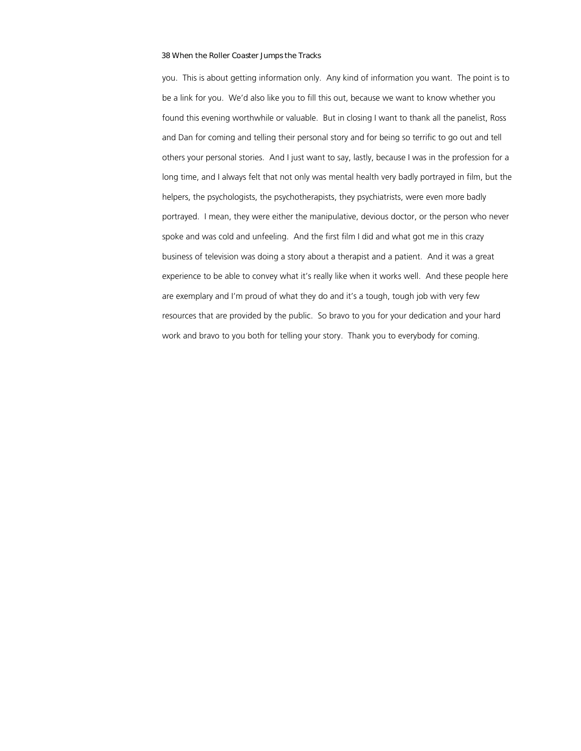you. This is about getting information only. Any kind of information you want. The point is to be a link for you. We'd also like you to fill this out, because we want to know whether you found this evening worthwhile or valuable. But in closing I want to thank all the panelist, Ross and Dan for coming and telling their personal story and for being so terrific to go out and tell others your personal stories. And I just want to say, lastly, because I was in the profession for a long time, and I always felt that not only was mental health very badly portrayed in film, but the helpers, the psychologists, the psychotherapists, they psychiatrists, were even more badly portrayed. I mean, they were either the manipulative, devious doctor, or the person who never spoke and was cold and unfeeling. And the first film I did and what got me in this crazy business of television was doing a story about a therapist and a patient. And it was a great experience to be able to convey what it's really like when it works well. And these people here are exemplary and I'm proud of what they do and it's a tough, tough job with very few resources that are provided by the public. So bravo to you for your dedication and your hard work and bravo to you both for telling your story. Thank you to everybody for coming.